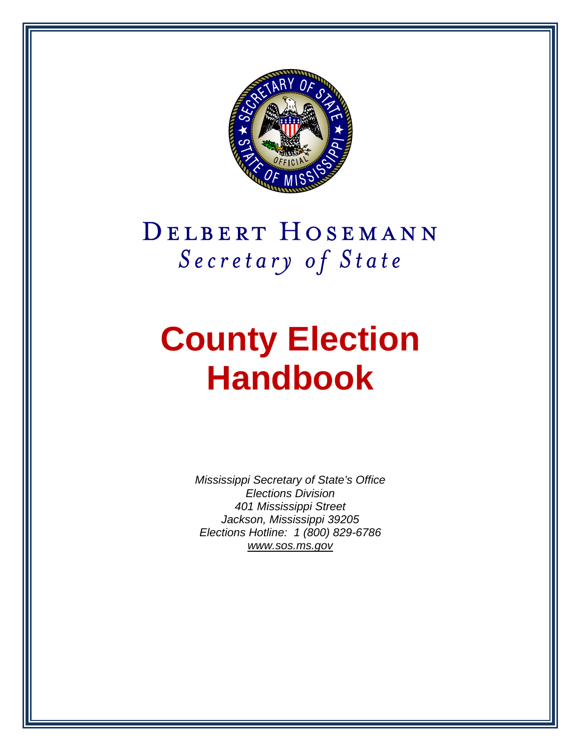Delbert Hosemann
*Secretary of State*

# County Election Handbook

*Mississippi Secretary of State's Office*
*Elections Division*
*401 Mississippi Street*
*Jackson, Mississippi 39205*
*Elections Hotline: 1 (800) 829-6786*
*www.sos.ms.gov*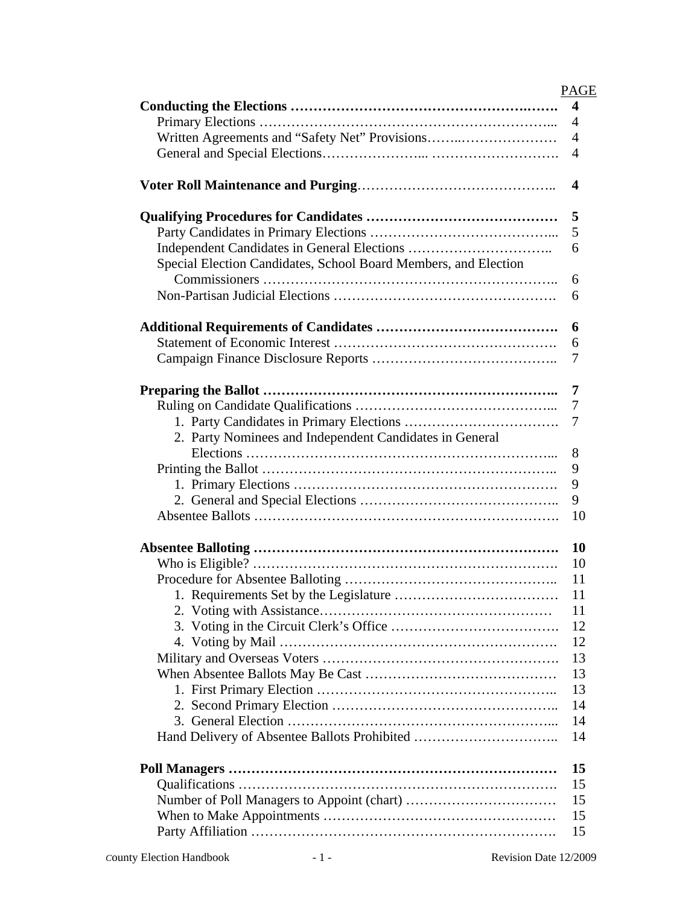| | PAGE |
|---|---|
| **Conducting the Elections** | **4** |
| Primary Elections | 4 |
| Written Agreements and "Safety Net" Provisions | 4 |
| General and Special Elections | 4 |
| | |
| **Voter Roll Maintenance and Purging** | **4** |
| | |
| **Qualifying Procedures for Candidates** | **5** |
| Party Candidates in Primary Elections | 5 |
| Independent Candidates in General Elections | 6 |
| Special Election Candidates, School Board Members, and Election Commissioners | 6 |
| Non-Partisan Judicial Elections | 6 |
| | |
| **Additional Requirements of Candidates** | **6** |
| Statement of Economic Interest | 6 |
| Campaign Finance Disclosure Reports | 7 |
| | |
| **Preparing the Ballot** | **7** |
| Ruling on Candidate Qualifications | 7 |
| 1. Party Candidates in Primary Elections | 7 |
| 2. Party Nominees and Independent Candidates in General Elections | 8 |
| Printing the Ballot | 9 |
| 1. Primary Elections | 9 |
| 2. General and Special Elections | 9 |
| Absentee Ballots | 10 |
| | |
| **Absentee Balloting** | **10** |
| Who is Eligible? | 10 |
| Procedure for Absentee Balloting | 11 |
| 1. Requirements Set by the Legislature | 11 |
| 2. Voting with Assistance | 11 |
| 3. Voting in the Circuit Clerk's Office | 12 |
| 4. Voting by Mail | 12 |
| Military and Overseas Voters | 13 |
| When Absentee Ballots May Be Cast | 13 |
| 1. First Primary Election | 13 |
| 2. Second Primary Election | 14 |
| 3. General Election | 14 |
| Hand Delivery of Absentee Ballots Prohibited | 14 |
| | |
| **Poll Managers** | **15** |
| Qualifications | 15 |
| Number of Poll Managers to Appoint (chart) | 15 |
| When to Make Appointments | 15 |
| Party Affiliation | 15 |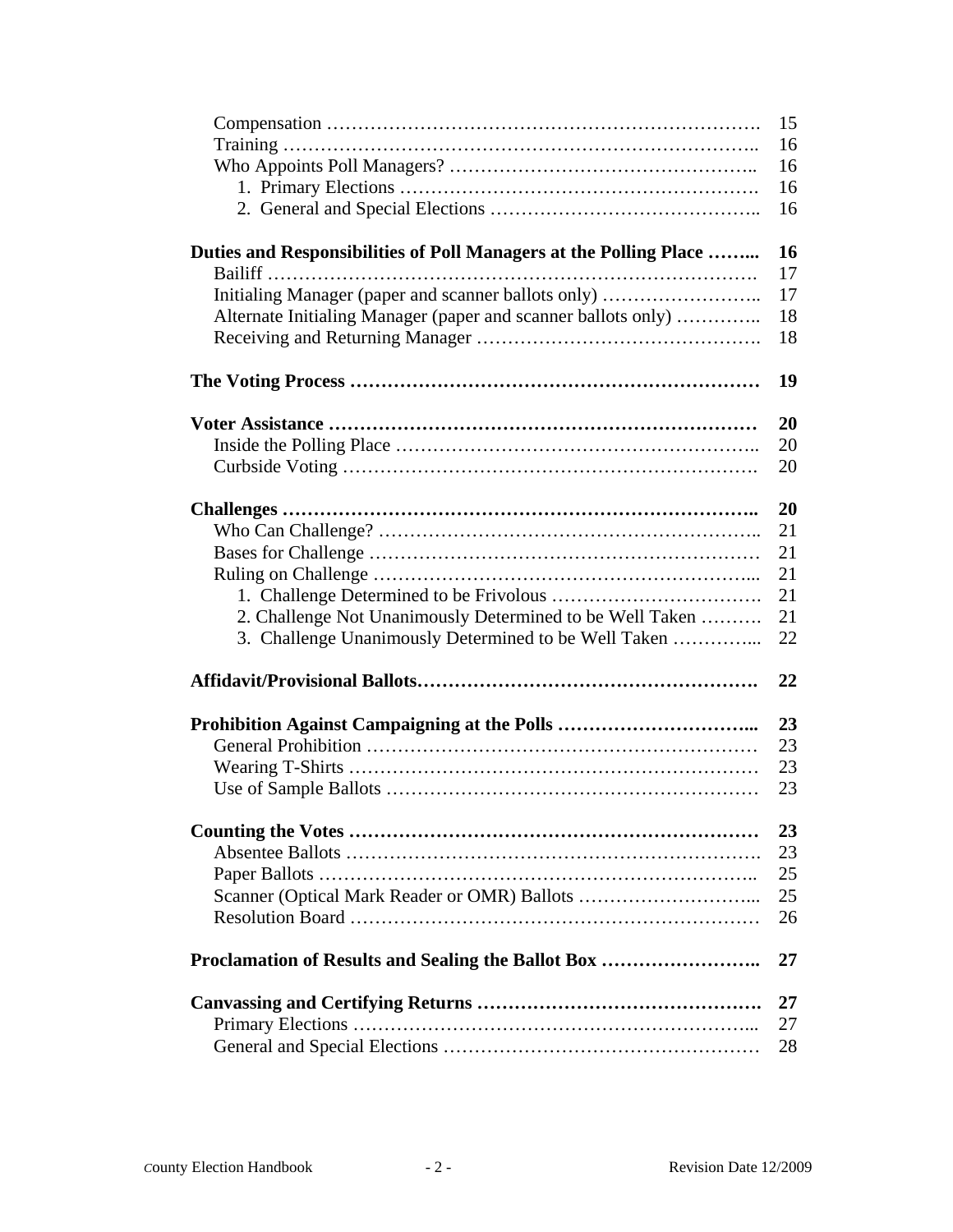| | |
|---|---|
| Compensation ……………………………………………………………. | 15 |
| Training ……………………………………………………………….. | 16 |
| Who Appoints Poll Managers? ……………………………………….. | 16 |
| 1. Primary Elections …………………………………………………. | 16 |
| 2. General and Special Elections ………………………………….. | 16 |
| **Duties and Responsibilities of Poll Managers at the Polling Place ……...** | **16** |
| Bailiff ………………………………………………………………. | 17 |
| Initialing Manager (paper and scanner ballots only) …………………….. | 17 |
| Alternate Initialing Manager (paper and scanner ballots only) ………….. | 18 |
| Receiving and Returning Manager ……………………………………. | 18 |
| **The Voting Process …………………………………………………………** | **19** |
| **Voter Assistance ……………………………………………………………** | **20** |
| Inside the Polling Place ………………………………………………….. | 20 |
| Curbside Voting …………………………………………………………. | 20 |
| **Challenges ………………………………………………………………..** | **20** |
| Who Can Challenge? …………………………………………………….. | 21 |
| Bases for Challenge ……………………………………………………… | 21 |
| Ruling on Challenge ……………………………………………………... | 21 |
| 1. Challenge Determined to be Frivolous ……………………………. | 21 |
| 2. Challenge Not Unanimously Determined to be Well Taken ………. | 21 |
| 3. Challenge Unanimously Determined to be Well Taken …………... | 22 |
| **Affidavit/Provisional Ballots……………………………………………….** | **22** |
| **Prohibition Against Campaigning at the Polls …………………………...** | **23** |
| General Prohibition ……………………………………………………… | 23 |
| Wearing T-Shirts ………………………………………………………… | 23 |
| Use of Sample Ballots …………………………………………………… | 23 |
| **Counting the Votes …………………………………………………………** | **23** |
| Absentee Ballots …………………………………………………………. | 23 |
| Paper Ballots …………………………………………………………….. | 25 |
| Scanner (Optical Mark Reader or OMR) Ballots ………………………... | 25 |
| Resolution Board ………………………………………………………… | 26 |
| **Proclamation of Results and Sealing the Ballot Box ……………………..** | **27** |
| **Canvassing and Certifying Returns ……………………………………….** | **27** |
| Primary Elections ………………………………………………………... | 27 |
| General and Special Elections …………………………………………… | 28 |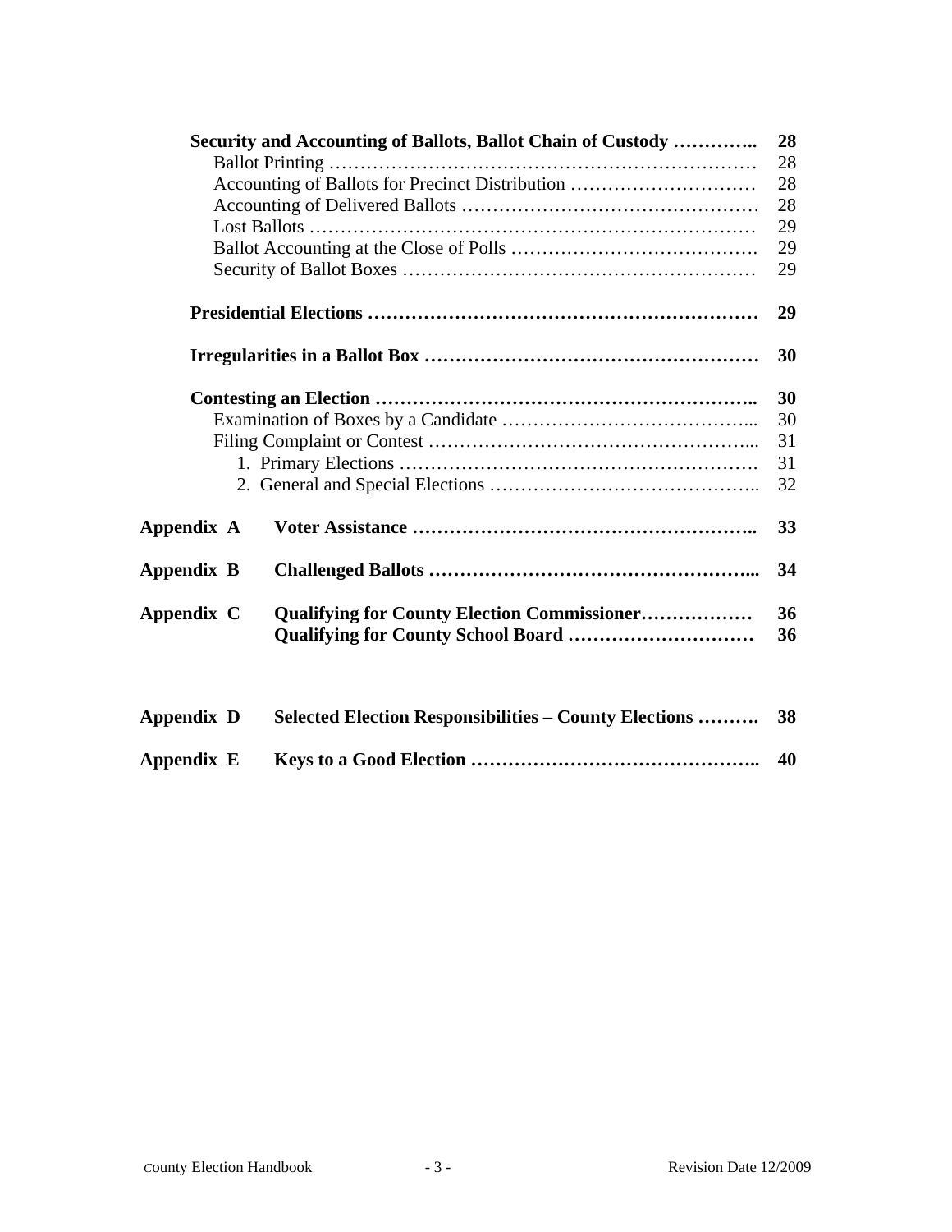| | | |
|---|---|---|
| | **Security and Accounting of Ballots, Ballot Chain of Custody** | **28** |
| | Ballot Printing | 28 |
| | Accounting of Ballots for Precinct Distribution | 28 |
| | Accounting of Delivered Ballots | 28 |
| | Lost Ballots | 29 |
| | Ballot Accounting at the Close of Polls | 29 |
| | Security of Ballot Boxes | 29 |
| | **Presidential Elections** | **29** |
| | **Irregularities in a Ballot Box** | **30** |
| | **Contesting an Election** | **30** |
| | Examination of Boxes by a Candidate | 30 |
| | Filing Complaint or Contest | 31 |
| | 1. Primary Elections | 31 |
| | 2. General and Special Elections | 32 |
| **Appendix A** | **Voter Assistance** | **33** |
| **Appendix B** | **Challenged Ballots** | **34** |
| **Appendix C** | **Qualifying for County Election Commissioner** | **36** |
| | **Qualifying for County School Board** | **36** |
| **Appendix D** | **Selected Election Responsibilities – County Elections** | **38** |
| **Appendix E** | **Keys to a Good Election** | **40** |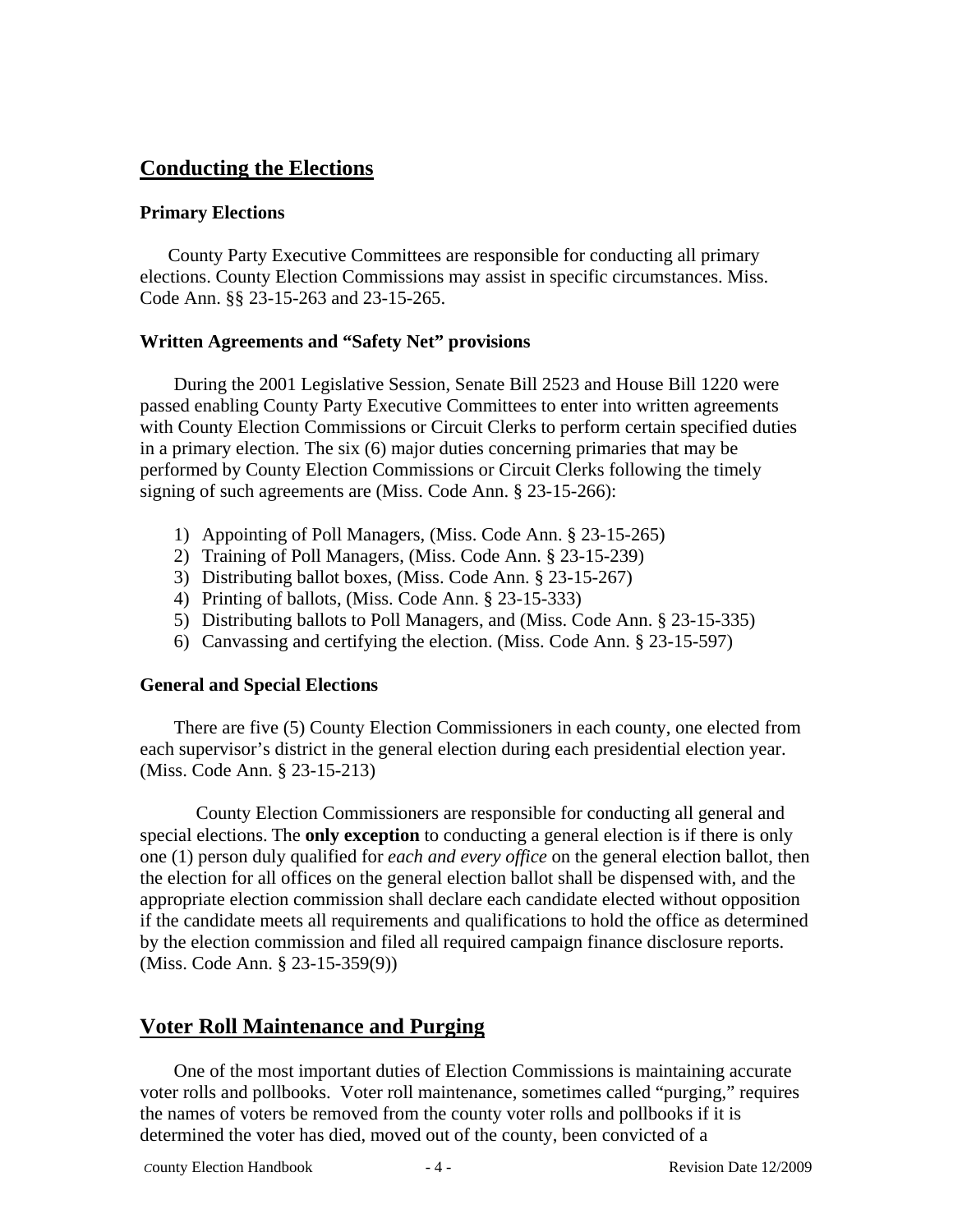## Conducting the Elections

### Primary Elections

County Party Executive Committees are responsible for conducting all primary elections. County Election Commissions may assist in specific circumstances. Miss. Code Ann. §§ 23-15-263 and 23-15-265.

### Written Agreements and "Safety Net" provisions

During the 2001 Legislative Session, Senate Bill 2523 and House Bill 1220 were passed enabling County Party Executive Committees to enter into written agreements with County Election Commissions or Circuit Clerks to perform certain specified duties in a primary election. The six (6) major duties concerning primaries that may be performed by County Election Commissions or Circuit Clerks following the timely signing of such agreements are (Miss. Code Ann. § 23-15-266):

1) Appointing of Poll Managers, (Miss. Code Ann. § 23-15-265)
2) Training of Poll Managers, (Miss. Code Ann. § 23-15-239)
3) Distributing ballot boxes, (Miss. Code Ann. § 23-15-267)
4) Printing of ballots, (Miss. Code Ann. § 23-15-333)
5) Distributing ballots to Poll Managers, and (Miss. Code Ann. § 23-15-335)
6) Canvassing and certifying the election. (Miss. Code Ann. § 23-15-597)

### General and Special Elections

There are five (5) County Election Commissioners in each county, one elected from each supervisor's district in the general election during each presidential election year. (Miss. Code Ann. § 23-15-213)

County Election Commissioners are responsible for conducting all general and special elections. The **only exception** to conducting a general election is if there is only one (1) person duly qualified for *each and every office* on the general election ballot, then the election for all offices on the general election ballot shall be dispensed with, and the appropriate election commission shall declare each candidate elected without opposition if the candidate meets all requirements and qualifications to hold the office as determined by the election commission and filed all required campaign finance disclosure reports. (Miss. Code Ann. § 23-15-359(9))

## Voter Roll Maintenance and Purging

One of the most important duties of Election Commissions is maintaining accurate voter rolls and pollbooks. Voter roll maintenance, sometimes called "purging," requires the names of voters be removed from the county voter rolls and pollbooks if it is determined the voter has died, moved out of the county, been convicted of a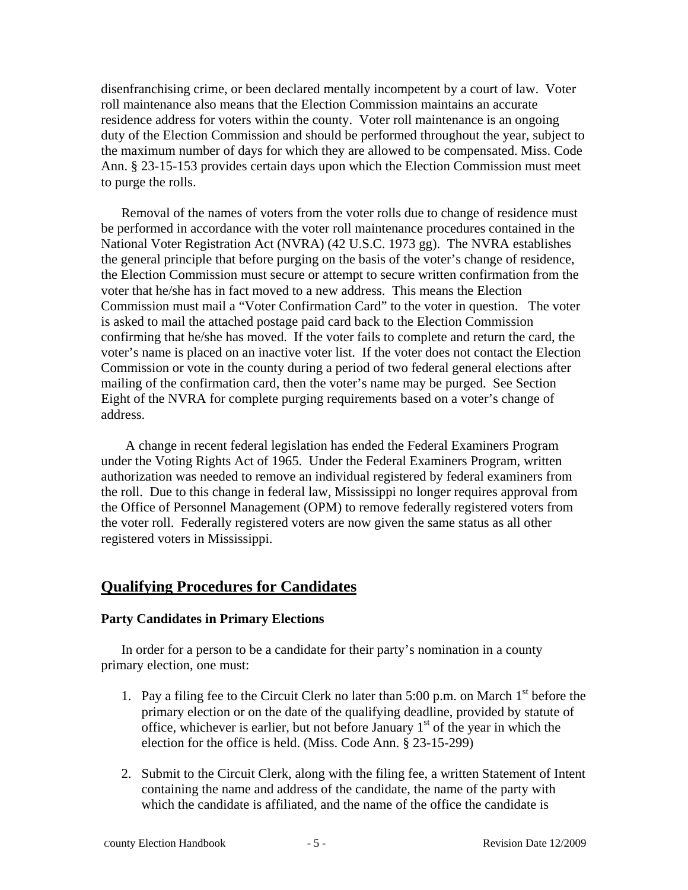disenfranchising crime, or been declared mentally incompetent by a court of law. Voter roll maintenance also means that the Election Commission maintains an accurate residence address for voters within the county. Voter roll maintenance is an ongoing duty of the Election Commission and should be performed throughout the year, subject to the maximum number of days for which they are allowed to be compensated. Miss. Code Ann. § 23-15-153 provides certain days upon which the Election Commission must meet to purge the rolls.

Removal of the names of voters from the voter rolls due to change of residence must be performed in accordance with the voter roll maintenance procedures contained in the National Voter Registration Act (NVRA) (42 U.S.C. 1973 gg). The NVRA establishes the general principle that before purging on the basis of the voter's change of residence, the Election Commission must secure or attempt to secure written confirmation from the voter that he/she has in fact moved to a new address. This means the Election Commission must mail a "Voter Confirmation Card" to the voter in question. The voter is asked to mail the attached postage paid card back to the Election Commission confirming that he/she has moved. If the voter fails to complete and return the card, the voter's name is placed on an inactive voter list. If the voter does not contact the Election Commission or vote in the county during a period of two federal general elections after mailing of the confirmation card, then the voter's name may be purged. See Section Eight of the NVRA for complete purging requirements based on a voter's change of address.

A change in recent federal legislation has ended the Federal Examiners Program under the Voting Rights Act of 1965. Under the Federal Examiners Program, written authorization was needed to remove an individual registered by federal examiners from the roll. Due to this change in federal law, Mississippi no longer requires approval from the Office of Personnel Management (OPM) to remove federally registered voters from the voter roll. Federally registered voters are now given the same status as all other registered voters in Mississippi.

## Qualifying Procedures for Candidates

### Party Candidates in Primary Elections

In order for a person to be a candidate for their party's nomination in a county primary election, one must:

1. Pay a filing fee to the Circuit Clerk no later than 5:00 p.m. on March 1st before the primary election or on the date of the qualifying deadline, provided by statute of office, whichever is earlier, but not before January 1st of the year in which the election for the office is held. (Miss. Code Ann. § 23-15-299)

2. Submit to the Circuit Clerk, along with the filing fee, a written Statement of Intent containing the name and address of the candidate, the name of the party with which the candidate is affiliated, and the name of the office the candidate is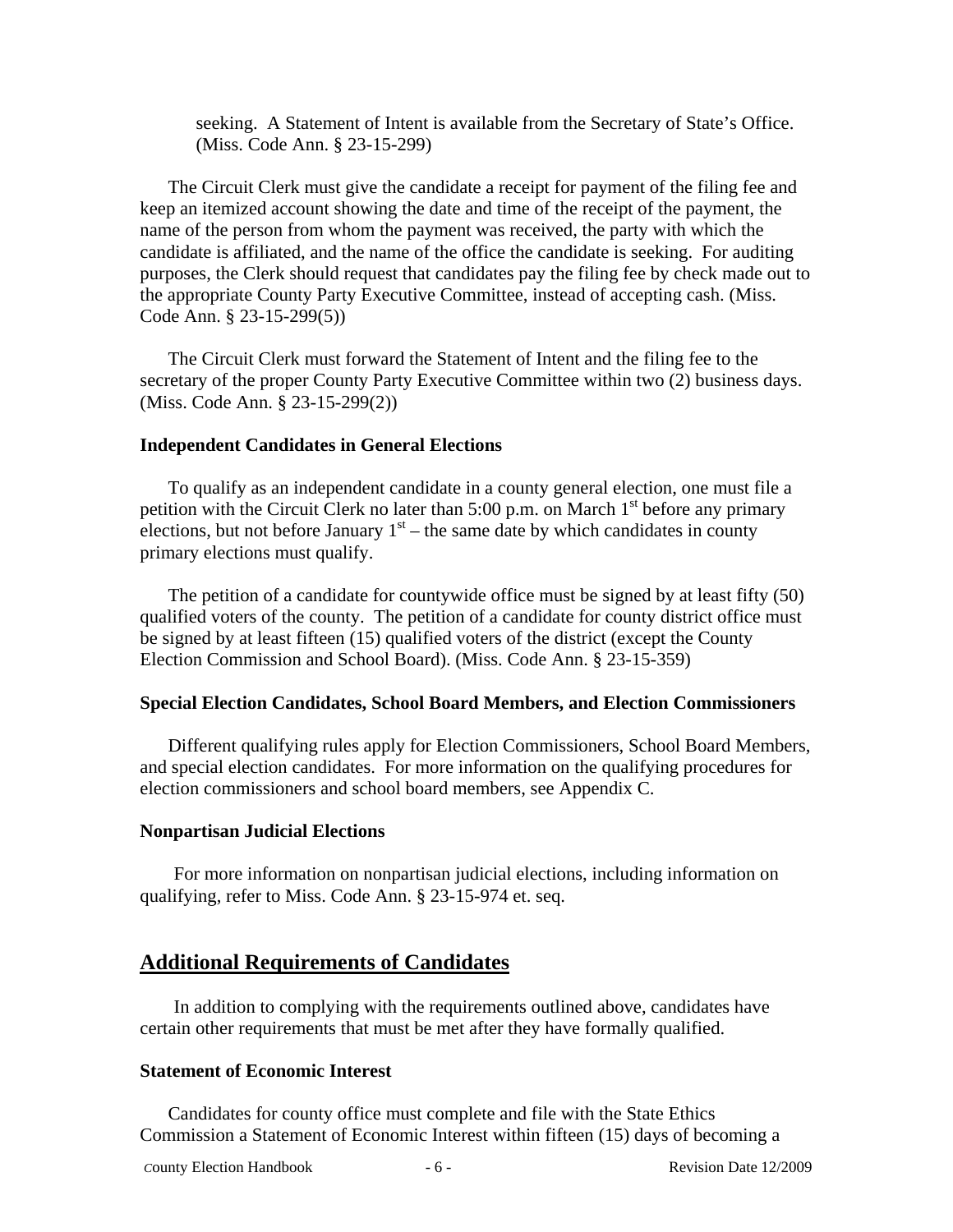seeking. A Statement of Intent is available from the Secretary of State's Office. (Miss. Code Ann. § 23-15-299)

The Circuit Clerk must give the candidate a receipt for payment of the filing fee and keep an itemized account showing the date and time of the receipt of the payment, the name of the person from whom the payment was received, the party with which the candidate is affiliated, and the name of the office the candidate is seeking. For auditing purposes, the Clerk should request that candidates pay the filing fee by check made out to the appropriate County Party Executive Committee, instead of accepting cash. (Miss. Code Ann. § 23-15-299(5))

The Circuit Clerk must forward the Statement of Intent and the filing fee to the secretary of the proper County Party Executive Committee within two (2) business days. (Miss. Code Ann. § 23-15-299(2))

### Independent Candidates in General Elections

To qualify as an independent candidate in a county general election, one must file a petition with the Circuit Clerk no later than 5:00 p.m. on March 1st before any primary elections, but not before January 1st – the same date by which candidates in county primary elections must qualify.

The petition of a candidate for countywide office must be signed by at least fifty (50) qualified voters of the county. The petition of a candidate for county district office must be signed by at least fifteen (15) qualified voters of the district (except the County Election Commission and School Board). (Miss. Code Ann. § 23-15-359)

### Special Election Candidates, School Board Members, and Election Commissioners

Different qualifying rules apply for Election Commissioners, School Board Members, and special election candidates. For more information on the qualifying procedures for election commissioners and school board members, see Appendix C.

### Nonpartisan Judicial Elections

For more information on nonpartisan judicial elections, including information on qualifying, refer to Miss. Code Ann. § 23-15-974 et. seq.

## Additional Requirements of Candidates

In addition to complying with the requirements outlined above, candidates have certain other requirements that must be met after they have formally qualified.

### Statement of Economic Interest

Candidates for county office must complete and file with the State Ethics Commission a Statement of Economic Interest within fifteen (15) days of becoming a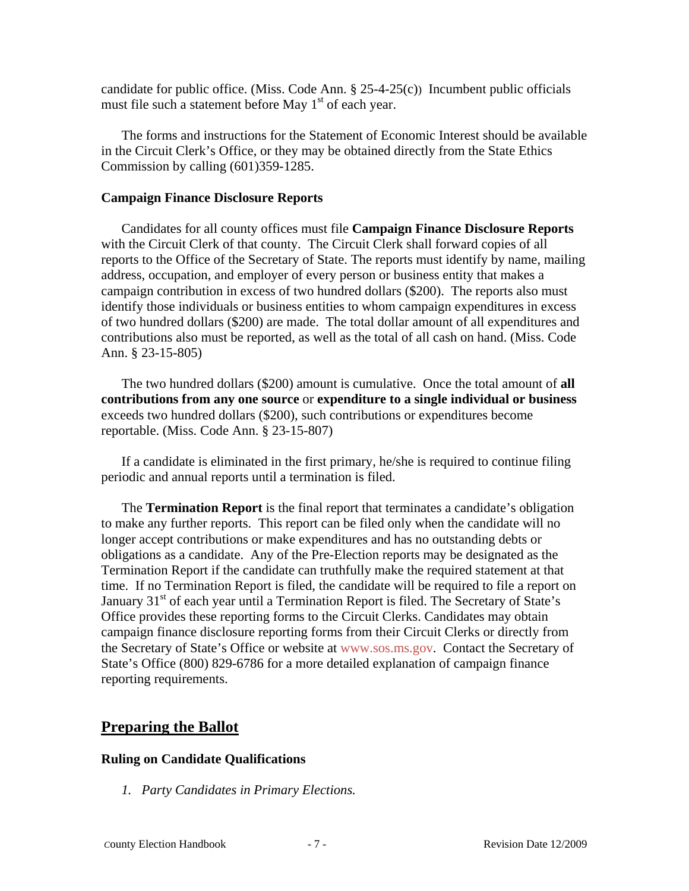candidate for public office. (Miss. Code Ann. § 25-4-25(c)) Incumbent public officials must file such a statement before May 1st of each year.

The forms and instructions for the Statement of Economic Interest should be available in the Circuit Clerk's Office, or they may be obtained directly from the State Ethics Commission by calling (601)359-1285.

### Campaign Finance Disclosure Reports

Candidates for all county offices must file **Campaign Finance Disclosure Reports** with the Circuit Clerk of that county. The Circuit Clerk shall forward copies of all reports to the Office of the Secretary of State. The reports must identify by name, mailing address, occupation, and employer of every person or business entity that makes a campaign contribution in excess of two hundred dollars ($200). The reports also must identify those individuals or business entities to whom campaign expenditures in excess of two hundred dollars ($200) are made. The total dollar amount of all expenditures and contributions also must be reported, as well as the total of all cash on hand. (Miss. Code Ann. § 23-15-805)

The two hundred dollars ($200) amount is cumulative. Once the total amount of **all contributions from any one source** or **expenditure to a single individual or business** exceeds two hundred dollars ($200), such contributions or expenditures become reportable. (Miss. Code Ann. § 23-15-807)

If a candidate is eliminated in the first primary, he/she is required to continue filing periodic and annual reports until a termination is filed.

The **Termination Report** is the final report that terminates a candidate's obligation to make any further reports. This report can be filed only when the candidate will no longer accept contributions or make expenditures and has no outstanding debts or obligations as a candidate. Any of the Pre-Election reports may be designated as the Termination Report if the candidate can truthfully make the required statement at that time. If no Termination Report is filed, the candidate will be required to file a report on January 31st of each year until a Termination Report is filed. The Secretary of State's Office provides these reporting forms to the Circuit Clerks. Candidates may obtain campaign finance disclosure reporting forms from their Circuit Clerks or directly from the Secretary of State's Office or website at www.sos.ms.gov. Contact the Secretary of State's Office (800) 829-6786 for a more detailed explanation of campaign finance reporting requirements.

## Preparing the Ballot

### Ruling on Candidate Qualifications

*1. Party Candidates in Primary Elections.*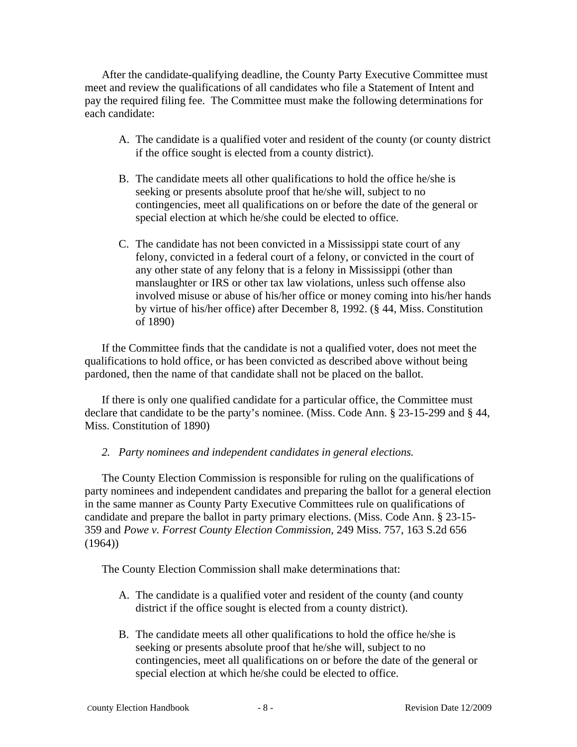After the candidate-qualifying deadline, the County Party Executive Committee must meet and review the qualifications of all candidates who file a Statement of Intent and pay the required filing fee. The Committee must make the following determinations for each candidate:

A. The candidate is a qualified voter and resident of the county (or county district if the office sought is elected from a county district).

B. The candidate meets all other qualifications to hold the office he/she is seeking or presents absolute proof that he/she will, subject to no contingencies, meet all qualifications on or before the date of the general or special election at which he/she could be elected to office.

C. The candidate has not been convicted in a Mississippi state court of any felony, convicted in a federal court of a felony, or convicted in the court of any other state of any felony that is a felony in Mississippi (other than manslaughter or IRS or other tax law violations, unless such offense also involved misuse or abuse of his/her office or money coming into his/her hands by virtue of his/her office) after December 8, 1992. (§ 44, Miss. Constitution of 1890)

If the Committee finds that the candidate is not a qualified voter, does not meet the qualifications to hold office, or has been convicted as described above without being pardoned, then the name of that candidate shall not be placed on the ballot.

If there is only one qualified candidate for a particular office, the Committee must declare that candidate to be the party's nominee. (Miss. Code Ann. § 23-15-299 and § 44, Miss. Constitution of 1890)

*2. Party nominees and independent candidates in general elections.*

The County Election Commission is responsible for ruling on the qualifications of party nominees and independent candidates and preparing the ballot for a general election in the same manner as County Party Executive Committees rule on qualifications of candidate and prepare the ballot in party primary elections. (Miss. Code Ann. § 23-15-359 and *Powe v. Forrest County Election Commission,* 249 Miss. 757, 163 S.2d 656 (1964))

The County Election Commission shall make determinations that:

A. The candidate is a qualified voter and resident of the county (and county district if the office sought is elected from a county district).

B. The candidate meets all other qualifications to hold the office he/she is seeking or presents absolute proof that he/she will, subject to no contingencies, meet all qualifications on or before the date of the general or special election at which he/she could be elected to office.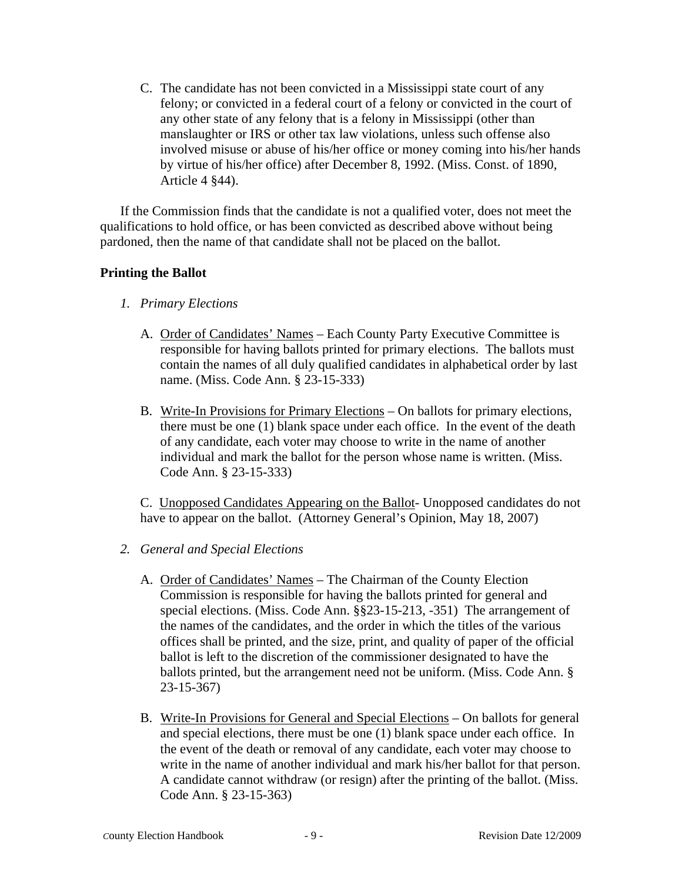C. The candidate has not been convicted in a Mississippi state court of any felony; or convicted in a federal court of a felony or convicted in the court of any other state of any felony that is a felony in Mississippi (other than manslaughter or IRS or other tax law violations, unless such offense also involved misuse or abuse of his/her office or money coming into his/her hands by virtue of his/her office) after December 8, 1992. (Miss. Const. of 1890, Article 4 §44).

If the Commission finds that the candidate is not a qualified voter, does not meet the qualifications to hold office, or has been convicted as described above without being pardoned, then the name of that candidate shall not be placed on the ballot.

**Printing the Ballot**

1. *Primary Elections*

   A. Order of Candidates' Names – Each County Party Executive Committee is responsible for having ballots printed for primary elections. The ballots must contain the names of all duly qualified candidates in alphabetical order by last name. (Miss. Code Ann. § 23-15-333)

   B. Write-In Provisions for Primary Elections – On ballots for primary elections, there must be one (1) blank space under each office. In the event of the death of any candidate, each voter may choose to write in the name of another individual and mark the ballot for the person whose name is written. (Miss. Code Ann. § 23-15-333)

   C. Unopposed Candidates Appearing on the Ballot- Unopposed candidates do not have to appear on the ballot. (Attorney General's Opinion, May 18, 2007)

2. *General and Special Elections*

   A. Order of Candidates' Names – The Chairman of the County Election Commission is responsible for having the ballots printed for general and special elections. (Miss. Code Ann. §§23-15-213, -351) The arrangement of the names of the candidates, and the order in which the titles of the various offices shall be printed, and the size, print, and quality of paper of the official ballot is left to the discretion of the commissioner designated to have the ballots printed, but the arrangement need not be uniform. (Miss. Code Ann. § 23-15-367)

   B. Write-In Provisions for General and Special Elections – On ballots for general and special elections, there must be one (1) blank space under each office. In the event of the death or removal of any candidate, each voter may choose to write in the name of another individual and mark his/her ballot for that person. A candidate cannot withdraw (or resign) after the printing of the ballot. (Miss. Code Ann. § 23-15-363)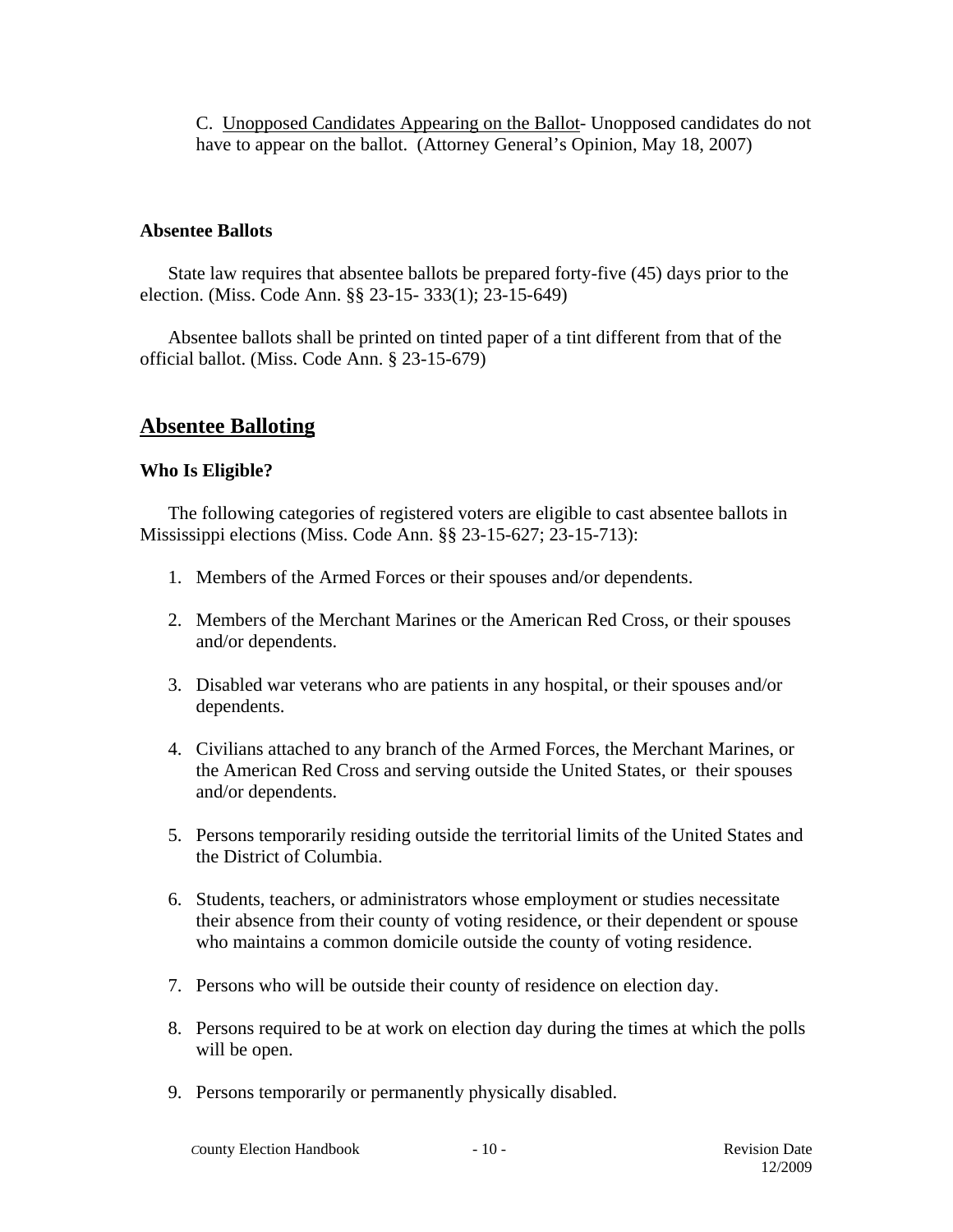C. Unopposed Candidates Appearing on the Ballot- Unopposed candidates do not have to appear on the ballot. (Attorney General's Opinion, May 18, 2007)

**Absentee Ballots**

State law requires that absentee ballots be prepared forty-five (45) days prior to the election. (Miss. Code Ann. §§ 23-15- 333(1); 23-15-649)

Absentee ballots shall be printed on tinted paper of a tint different from that of the official ballot. (Miss. Code Ann. § 23-15-679)

## Absentee Balloting

### Who Is Eligible?

The following categories of registered voters are eligible to cast absentee ballots in Mississippi elections (Miss. Code Ann. §§ 23-15-627; 23-15-713):

1. Members of the Armed Forces or their spouses and/or dependents.
2. Members of the Merchant Marines or the American Red Cross, or their spouses and/or dependents.
3. Disabled war veterans who are patients in any hospital, or their spouses and/or dependents.
4. Civilians attached to any branch of the Armed Forces, the Merchant Marines, or the American Red Cross and serving outside the United States, or their spouses and/or dependents.
5. Persons temporarily residing outside the territorial limits of the United States and the District of Columbia.
6. Students, teachers, or administrators whose employment or studies necessitate their absence from their county of voting residence, or their dependent or spouse who maintains a common domicile outside the county of voting residence.
7. Persons who will be outside their county of residence on election day.
8. Persons required to be at work on election day during the times at which the polls will be open.
9. Persons temporarily or permanently physically disabled.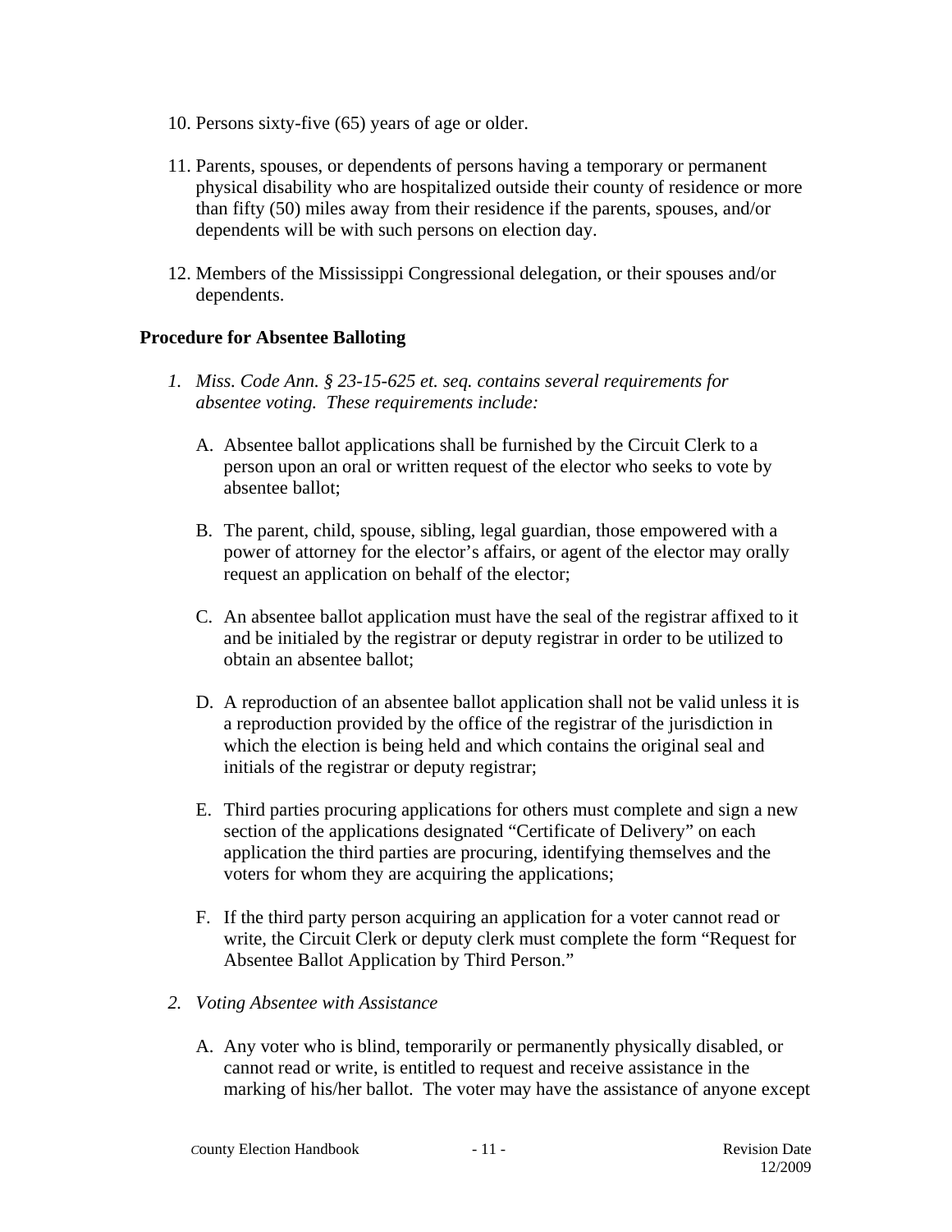10. Persons sixty-five (65) years of age or older.

11. Parents, spouses, or dependents of persons having a temporary or permanent physical disability who are hospitalized outside their county of residence or more than fifty (50) miles away from their residence if the parents, spouses, and/or dependents will be with such persons on election day.

12. Members of the Mississippi Congressional delegation, or their spouses and/or dependents.

**Procedure for Absentee Balloting**

1. *Miss. Code Ann. § 23-15-625 et. seq. contains several requirements for absentee voting. These requirements include:*

   A. Absentee ballot applications shall be furnished by the Circuit Clerk to a person upon an oral or written request of the elector who seeks to vote by absentee ballot;

   B. The parent, child, spouse, sibling, legal guardian, those empowered with a power of attorney for the elector's affairs, or agent of the elector may orally request an application on behalf of the elector;

   C. An absentee ballot application must have the seal of the registrar affixed to it and be initialed by the registrar or deputy registrar in order to be utilized to obtain an absentee ballot;

   D. A reproduction of an absentee ballot application shall not be valid unless it is a reproduction provided by the office of the registrar of the jurisdiction in which the election is being held and which contains the original seal and initials of the registrar or deputy registrar;

   E. Third parties procuring applications for others must complete and sign a new section of the applications designated "Certificate of Delivery" on each application the third parties are procuring, identifying themselves and the voters for whom they are acquiring the applications;

   F. If the third party person acquiring an application for a voter cannot read or write, the Circuit Clerk or deputy clerk must complete the form "Request for Absentee Ballot Application by Third Person."

2. *Voting Absentee with Assistance*

   A. Any voter who is blind, temporarily or permanently physically disabled, or cannot read or write, is entitled to request and receive assistance in the marking of his/her ballot. The voter may have the assistance of anyone except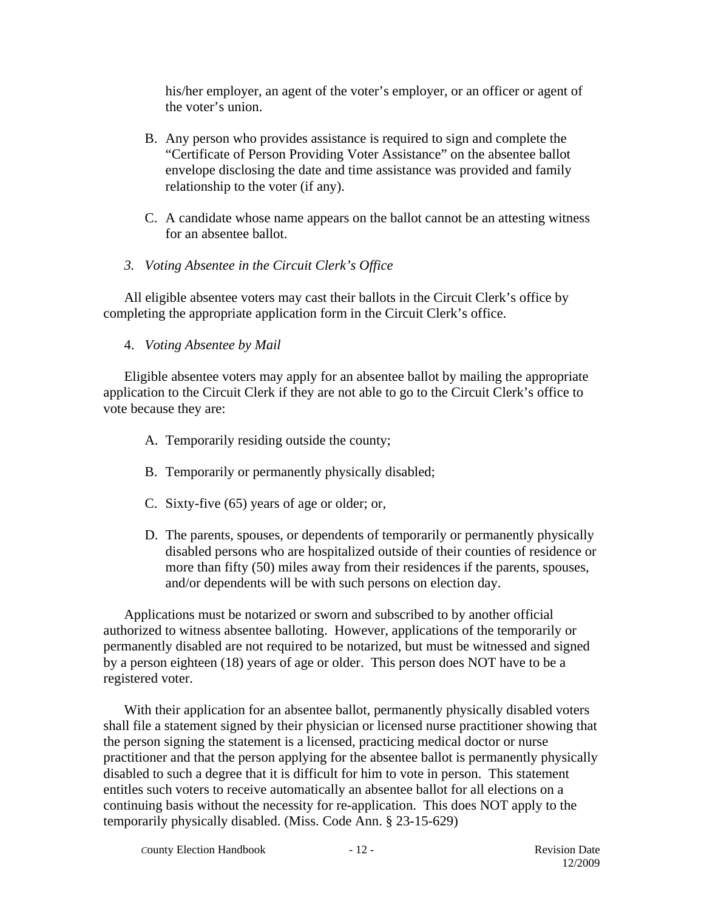his/her employer, an agent of the voter's employer, or an officer or agent of the voter's union.

B. Any person who provides assistance is required to sign and complete the "Certificate of Person Providing Voter Assistance" on the absentee ballot envelope disclosing the date and time assistance was provided and family relationship to the voter (if any).

C. A candidate whose name appears on the ballot cannot be an attesting witness for an absentee ballot.

*3. Voting Absentee in the Circuit Clerk's Office*

All eligible absentee voters may cast their ballots in the Circuit Clerk's office by completing the appropriate application form in the Circuit Clerk's office.

4. *Voting Absentee by Mail*

Eligible absentee voters may apply for an absentee ballot by mailing the appropriate application to the Circuit Clerk if they are not able to go to the Circuit Clerk's office to vote because they are:

A. Temporarily residing outside the county;

B. Temporarily or permanently physically disabled;

C. Sixty-five (65) years of age or older; or,

D. The parents, spouses, or dependents of temporarily or permanently physically disabled persons who are hospitalized outside of their counties of residence or more than fifty (50) miles away from their residences if the parents, spouses, and/or dependents will be with such persons on election day.

Applications must be notarized or sworn and subscribed to by another official authorized to witness absentee balloting. However, applications of the temporarily or permanently disabled are not required to be notarized, but must be witnessed and signed by a person eighteen (18) years of age or older. This person does NOT have to be a registered voter.

With their application for an absentee ballot, permanently physically disabled voters shall file a statement signed by their physician or licensed nurse practitioner showing that the person signing the statement is a licensed, practicing medical doctor or nurse practitioner and that the person applying for the absentee ballot is permanently physically disabled to such a degree that it is difficult for him to vote in person. This statement entitles such voters to receive automatically an absentee ballot for all elections on a continuing basis without the necessity for re-application. This does NOT apply to the temporarily physically disabled. (Miss. Code Ann. § 23-15-629)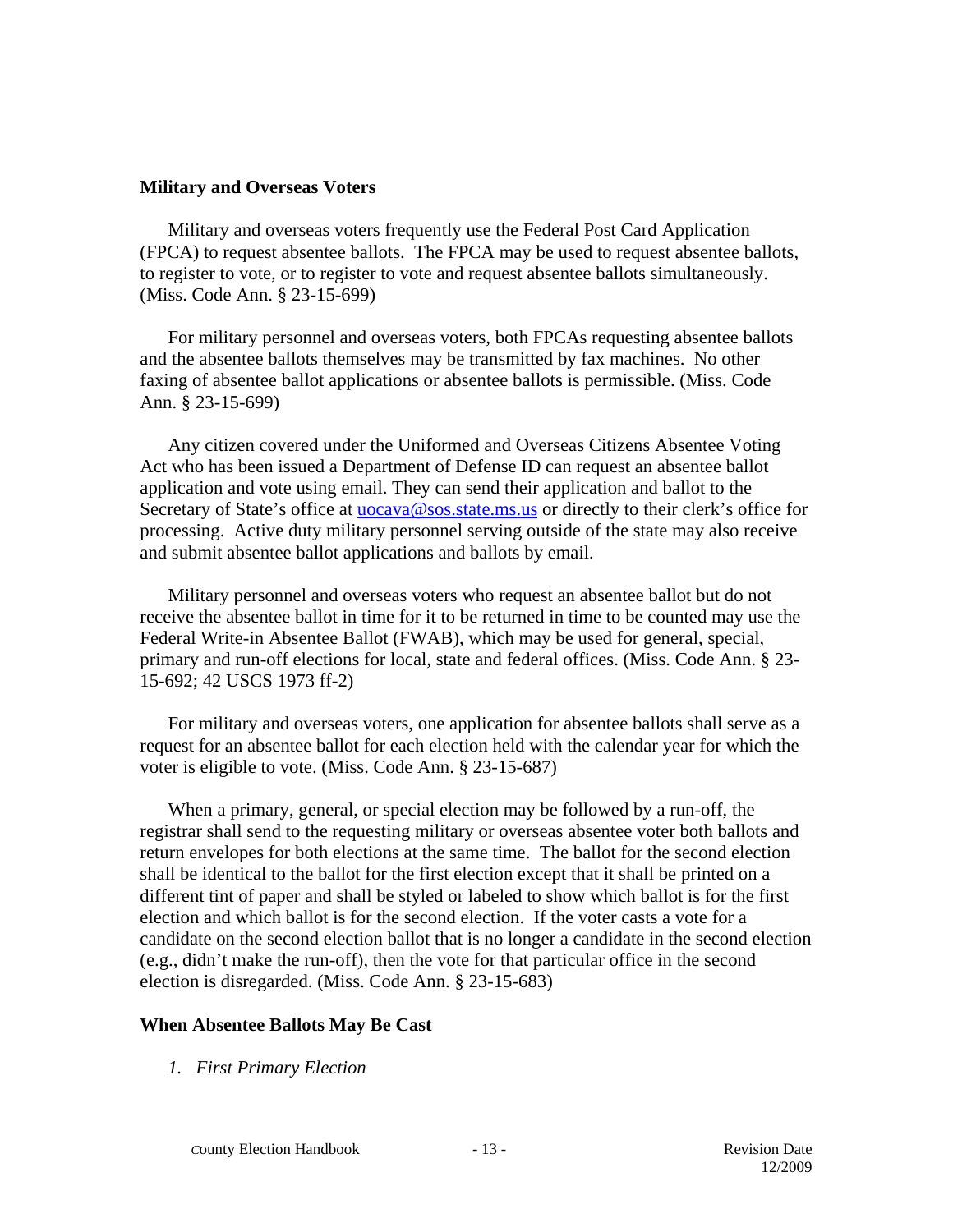### Military and Overseas Voters

Military and overseas voters frequently use the Federal Post Card Application (FPCA) to request absentee ballots. The FPCA may be used to request absentee ballots, to register to vote, or to register to vote and request absentee ballots simultaneously. (Miss. Code Ann. § 23-15-699)

For military personnel and overseas voters, both FPCAs requesting absentee ballots and the absentee ballots themselves may be transmitted by fax machines. No other faxing of absentee ballot applications or absentee ballots is permissible. (Miss. Code Ann. § 23-15-699)

Any citizen covered under the Uniformed and Overseas Citizens Absentee Voting Act who has been issued a Department of Defense ID can request an absentee ballot application and vote using email. They can send their application and ballot to the Secretary of State's office at [uocava@sos.state.ms.us](mailto:uocava@sos.state.ms.us) or directly to their clerk's office for processing. Active duty military personnel serving outside of the state may also receive and submit absentee ballot applications and ballots by email.

Military personnel and overseas voters who request an absentee ballot but do not receive the absentee ballot in time for it to be returned in time to be counted may use the Federal Write-in Absentee Ballot (FWAB), which may be used for general, special, primary and run-off elections for local, state and federal offices. (Miss. Code Ann. § 23-15-692; 42 USCS 1973 ff-2)

For military and overseas voters, one application for absentee ballots shall serve as a request for an absentee ballot for each election held with the calendar year for which the voter is eligible to vote. (Miss. Code Ann. § 23-15-687)

When a primary, general, or special election may be followed by a run-off, the registrar shall send to the requesting military or overseas absentee voter both ballots and return envelopes for both elections at the same time. The ballot for the second election shall be identical to the ballot for the first election except that it shall be printed on a different tint of paper and shall be styled or labeled to show which ballot is for the first election and which ballot is for the second election. If the voter casts a vote for a candidate on the second election ballot that is no longer a candidate in the second election (e.g., didn't make the run-off), then the vote for that particular office in the second election is disregarded. (Miss. Code Ann. § 23-15-683)

### When Absentee Ballots May Be Cast

1. *First Primary Election*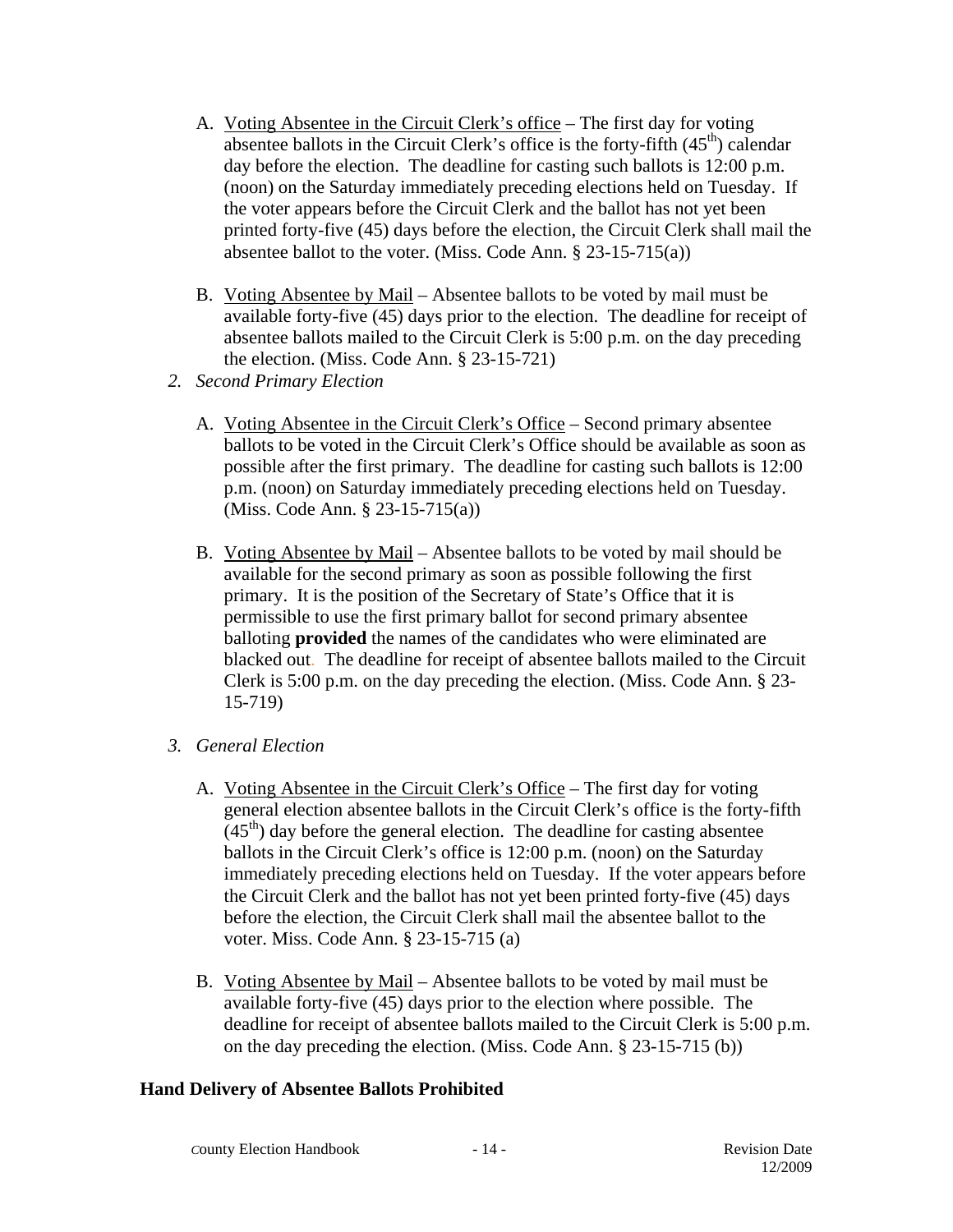A. Voting Absentee in the Circuit Clerk's office – The first day for voting absentee ballots in the Circuit Clerk's office is the forty-fifth ($45^{th}$) calendar day before the election. The deadline for casting such ballots is 12:00 p.m. (noon) on the Saturday immediately preceding elections held on Tuesday. If the voter appears before the Circuit Clerk and the ballot has not yet been printed forty-five (45) days before the election, the Circuit Clerk shall mail the absentee ballot to the voter. (Miss. Code Ann. § 23-15-715(a))

B. Voting Absentee by Mail – Absentee ballots to be voted by mail must be available forty-five (45) days prior to the election. The deadline for receipt of absentee ballots mailed to the Circuit Clerk is 5:00 p.m. on the day preceding the election. (Miss. Code Ann. § 23-15-721)

*2. Second Primary Election*

A. Voting Absentee in the Circuit Clerk's Office – Second primary absentee ballots to be voted in the Circuit Clerk's Office should be available as soon as possible after the first primary. The deadline for casting such ballots is 12:00 p.m. (noon) on Saturday immediately preceding elections held on Tuesday. (Miss. Code Ann. § 23-15-715(a))

B. Voting Absentee by Mail – Absentee ballots to be voted by mail should be available for the second primary as soon as possible following the first primary. It is the position of the Secretary of State's Office that it is permissible to use the first primary ballot for second primary absentee balloting **provided** the names of the candidates who were eliminated are blacked out. The deadline for receipt of absentee ballots mailed to the Circuit Clerk is 5:00 p.m. on the day preceding the election. (Miss. Code Ann. § 23-15-719)

*3. General Election*

A. Voting Absentee in the Circuit Clerk's Office – The first day for voting general election absentee ballots in the Circuit Clerk's office is the forty-fifth ($45^{th}$) day before the general election. The deadline for casting absentee ballots in the Circuit Clerk's office is 12:00 p.m. (noon) on the Saturday immediately preceding elections held on Tuesday. If the voter appears before the Circuit Clerk and the ballot has not yet been printed forty-five (45) days before the election, the Circuit Clerk shall mail the absentee ballot to the voter. Miss. Code Ann. § 23-15-715 (a)

B. Voting Absentee by Mail – Absentee ballots to be voted by mail must be available forty-five (45) days prior to the election where possible. The deadline for receipt of absentee ballots mailed to the Circuit Clerk is 5:00 p.m. on the day preceding the election. (Miss. Code Ann. § 23-15-715 (b))

**Hand Delivery of Absentee Ballots Prohibited**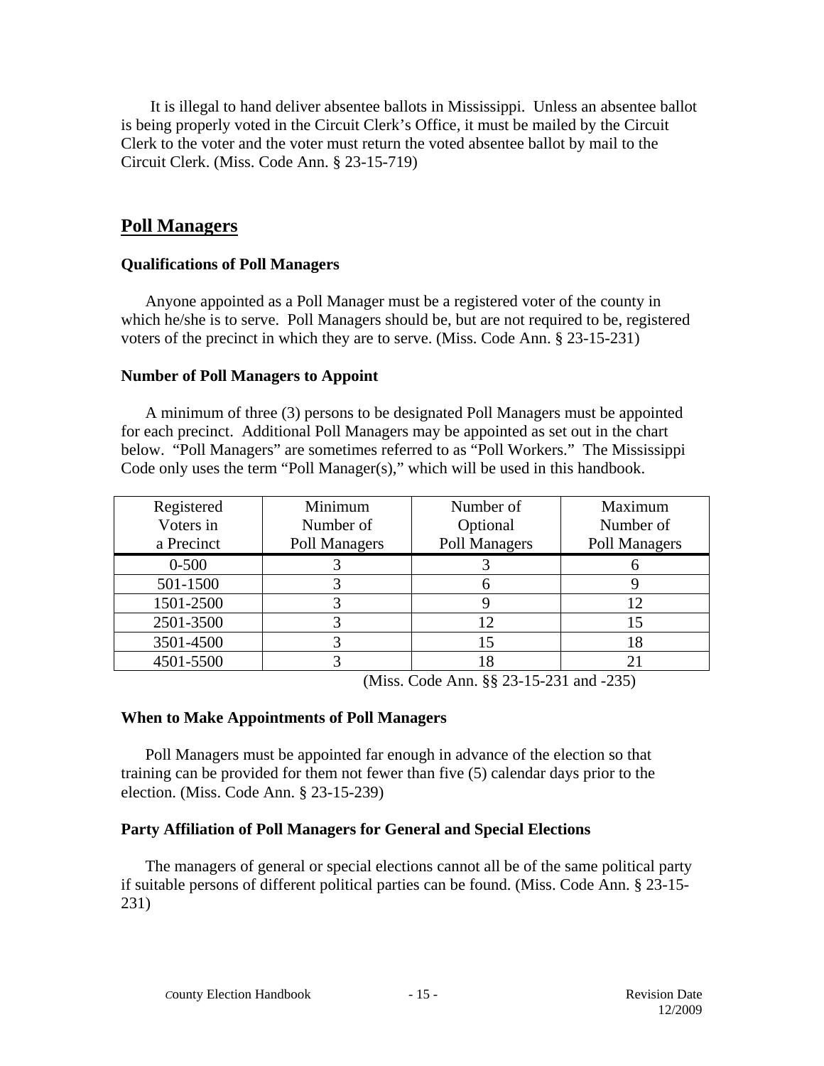It is illegal to hand deliver absentee ballots in Mississippi. Unless an absentee ballot is being properly voted in the Circuit Clerk's Office, it must be mailed by the Circuit Clerk to the voter and the voter must return the voted absentee ballot by mail to the Circuit Clerk. (Miss. Code Ann. § 23-15-719)

## Poll Managers

### Qualifications of Poll Managers

Anyone appointed as a Poll Manager must be a registered voter of the county in which he/she is to serve. Poll Managers should be, but are not required to be, registered voters of the precinct in which they are to serve. (Miss. Code Ann. § 23-15-231)

### Number of Poll Managers to Appoint

A minimum of three (3) persons to be designated Poll Managers must be appointed for each precinct. Additional Poll Managers may be appointed as set out in the chart below. "Poll Managers" are sometimes referred to as "Poll Workers." The Mississippi Code only uses the term "Poll Manager(s)," which will be used in this handbook.

| Registered Voters in a Precinct | Minimum Number of Poll Managers | Number of Optional Poll Managers | Maximum Number of Poll Managers |
|---|---|---|---|
| 0-500 | 3 | 3 | 6 |
| 501-1500 | 3 | 6 | 9 |
| 1501-2500 | 3 | 9 | 12 |
| 2501-3500 | 3 | 12 | 15 |
| 3501-4500 | 3 | 15 | 18 |
| 4501-5500 | 3 | 18 | 21 |

(Miss. Code Ann. §§ 23-15-231 and -235)

### When to Make Appointments of Poll Managers

Poll Managers must be appointed far enough in advance of the election so that training can be provided for them not fewer than five (5) calendar days prior to the election. (Miss. Code Ann. § 23-15-239)

### Party Affiliation of Poll Managers for General and Special Elections

The managers of general or special elections cannot all be of the same political party if suitable persons of different political parties can be found. (Miss. Code Ann. § 23-15-231)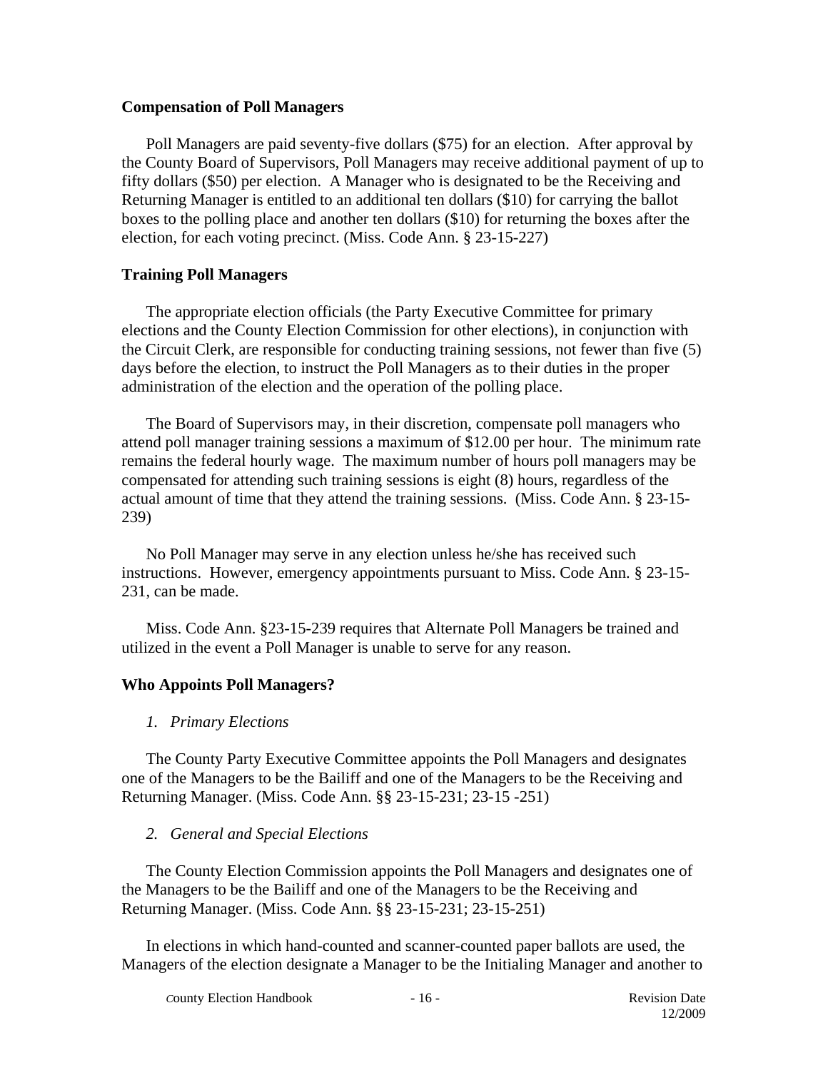### Compensation of Poll Managers

Poll Managers are paid seventy-five dollars ($75) for an election. After approval by the County Board of Supervisors, Poll Managers may receive additional payment of up to fifty dollars ($50) per election. A Manager who is designated to be the Receiving and Returning Manager is entitled to an additional ten dollars ($10) for carrying the ballot boxes to the polling place and another ten dollars ($10) for returning the boxes after the election, for each voting precinct. (Miss. Code Ann. § 23-15-227)

### Training Poll Managers

The appropriate election officials (the Party Executive Committee for primary elections and the County Election Commission for other elections), in conjunction with the Circuit Clerk, are responsible for conducting training sessions, not fewer than five (5) days before the election, to instruct the Poll Managers as to their duties in the proper administration of the election and the operation of the polling place.

The Board of Supervisors may, in their discretion, compensate poll managers who attend poll manager training sessions a maximum of $12.00 per hour. The minimum rate remains the federal hourly wage. The maximum number of hours poll managers may be compensated for attending such training sessions is eight (8) hours, regardless of the actual amount of time that they attend the training sessions. (Miss. Code Ann. § 23-15-239)

No Poll Manager may serve in any election unless he/she has received such instructions. However, emergency appointments pursuant to Miss. Code Ann. § 23-15-231, can be made.

Miss. Code Ann. §23-15-239 requires that Alternate Poll Managers be trained and utilized in the event a Poll Manager is unable to serve for any reason.

### Who Appoints Poll Managers?

*1. Primary Elections*

The County Party Executive Committee appoints the Poll Managers and designates one of the Managers to be the Bailiff and one of the Managers to be the Receiving and Returning Manager. (Miss. Code Ann. §§ 23-15-231; 23-15 -251)

*2. General and Special Elections*

The County Election Commission appoints the Poll Managers and designates one of the Managers to be the Bailiff and one of the Managers to be the Receiving and Returning Manager. (Miss. Code Ann. §§ 23-15-231; 23-15-251)

In elections in which hand-counted and scanner-counted paper ballots are used, the Managers of the election designate a Manager to be the Initialing Manager and another to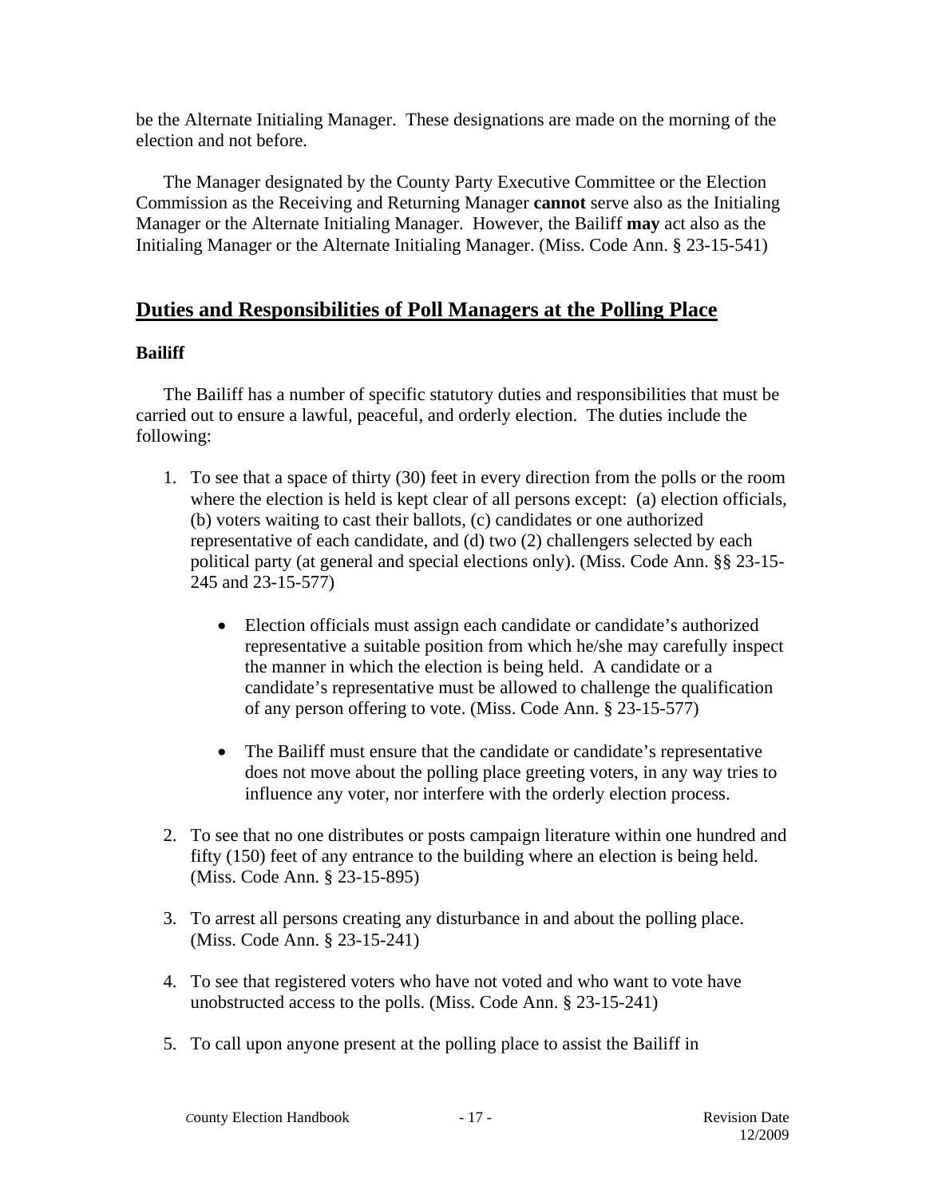be the Alternate Initialing Manager. These designations are made on the morning of the election and not before.

The Manager designated by the County Party Executive Committee or the Election Commission as the Receiving and Returning Manager **cannot** serve also as the Initialing Manager or the Alternate Initialing Manager. However, the Bailiff **may** act also as the Initialing Manager or the Alternate Initialing Manager. (Miss. Code Ann. § 23-15-541)

## Duties and Responsibilities of Poll Managers at the Polling Place

### Bailiff

The Bailiff has a number of specific statutory duties and responsibilities that must be carried out to ensure a lawful, peaceful, and orderly election. The duties include the following:

1. To see that a space of thirty (30) feet in every direction from the polls or the room where the election is held is kept clear of all persons except: (a) election officials, (b) voters waiting to cast their ballots, (c) candidates or one authorized representative of each candidate, and (d) two (2) challengers selected by each political party (at general and special elections only). (Miss. Code Ann. §§ 23-15-245 and 23-15-577)

    - Election officials must assign each candidate or candidate's authorized representative a suitable position from which he/she may carefully inspect the manner in which the election is being held. A candidate or a candidate's representative must be allowed to challenge the qualification of any person offering to vote. (Miss. Code Ann. § 23-15-577)

    - The Bailiff must ensure that the candidate or candidate's representative does not move about the polling place greeting voters, in any way tries to influence any voter, nor interfere with the orderly election process.

2. To see that no one distributes or posts campaign literature within one hundred and fifty (150) feet of any entrance to the building where an election is being held. (Miss. Code Ann. § 23-15-895)

3. To arrest all persons creating any disturbance in and about the polling place. (Miss. Code Ann. § 23-15-241)

4. To see that registered voters who have not voted and who want to vote have unobstructed access to the polls. (Miss. Code Ann. § 23-15-241)

5. To call upon anyone present at the polling place to assist the Bailiff in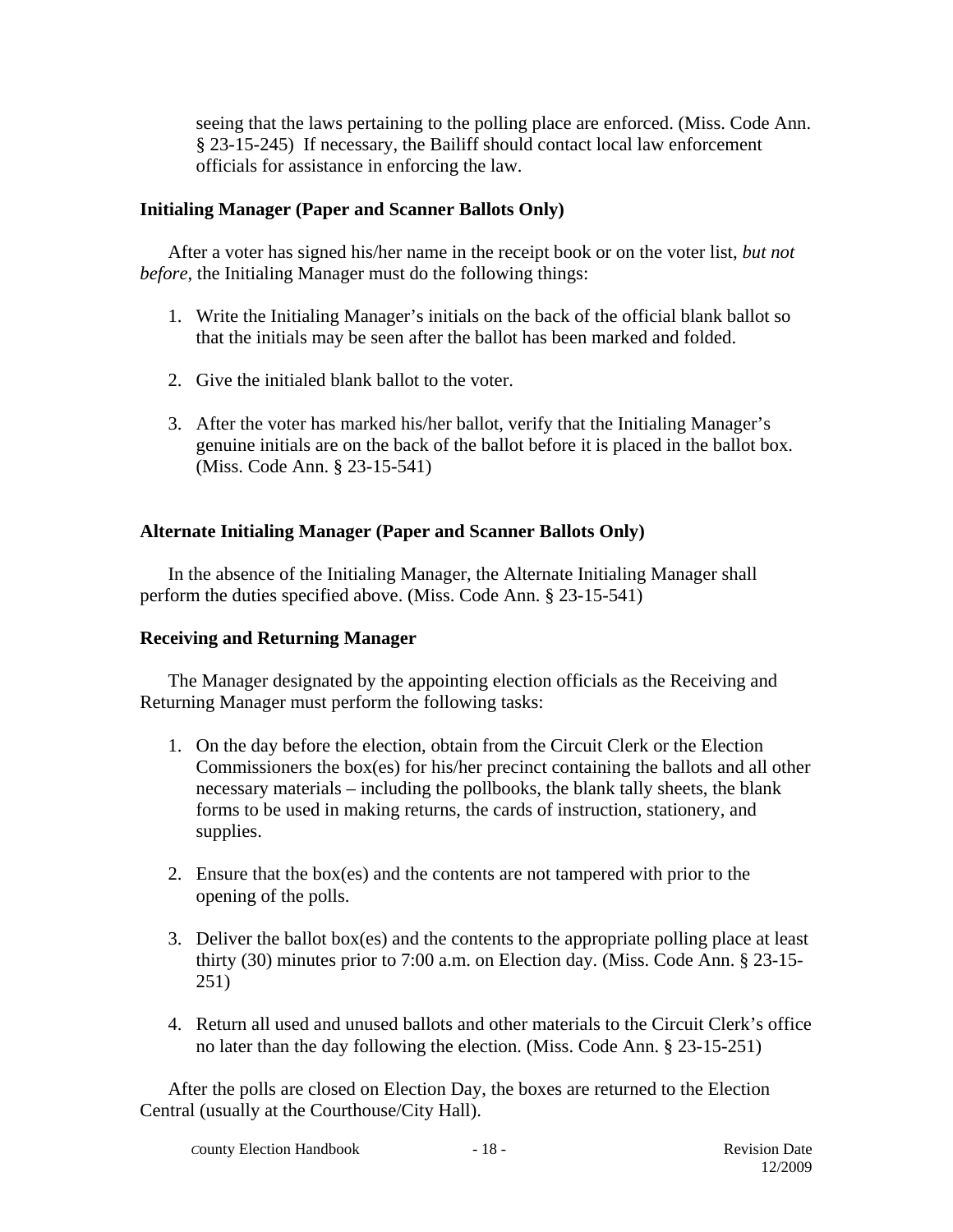seeing that the laws pertaining to the polling place are enforced. (Miss. Code Ann. § 23-15-245) If necessary, the Bailiff should contact local law enforcement officials for assistance in enforcing the law.

### Initialing Manager (Paper and Scanner Ballots Only)

After a voter has signed his/her name in the receipt book or on the voter list, *but not before*, the Initialing Manager must do the following things:

1. Write the Initialing Manager's initials on the back of the official blank ballot so that the initials may be seen after the ballot has been marked and folded.

2. Give the initialed blank ballot to the voter.

3. After the voter has marked his/her ballot, verify that the Initialing Manager's genuine initials are on the back of the ballot before it is placed in the ballot box. (Miss. Code Ann. § 23-15-541)

### Alternate Initialing Manager (Paper and Scanner Ballots Only)

In the absence of the Initialing Manager, the Alternate Initialing Manager shall perform the duties specified above. (Miss. Code Ann. § 23-15-541)

### Receiving and Returning Manager

The Manager designated by the appointing election officials as the Receiving and Returning Manager must perform the following tasks:

1. On the day before the election, obtain from the Circuit Clerk or the Election Commissioners the box(es) for his/her precinct containing the ballots and all other necessary materials – including the pollbooks, the blank tally sheets, the blank forms to be used in making returns, the cards of instruction, stationery, and supplies.

2. Ensure that the box(es) and the contents are not tampered with prior to the opening of the polls.

3. Deliver the ballot box(es) and the contents to the appropriate polling place at least thirty (30) minutes prior to 7:00 a.m. on Election day. (Miss. Code Ann. § 23-15-251)

4. Return all used and unused ballots and other materials to the Circuit Clerk's office no later than the day following the election. (Miss. Code Ann. § 23-15-251)

After the polls are closed on Election Day, the boxes are returned to the Election Central (usually at the Courthouse/City Hall).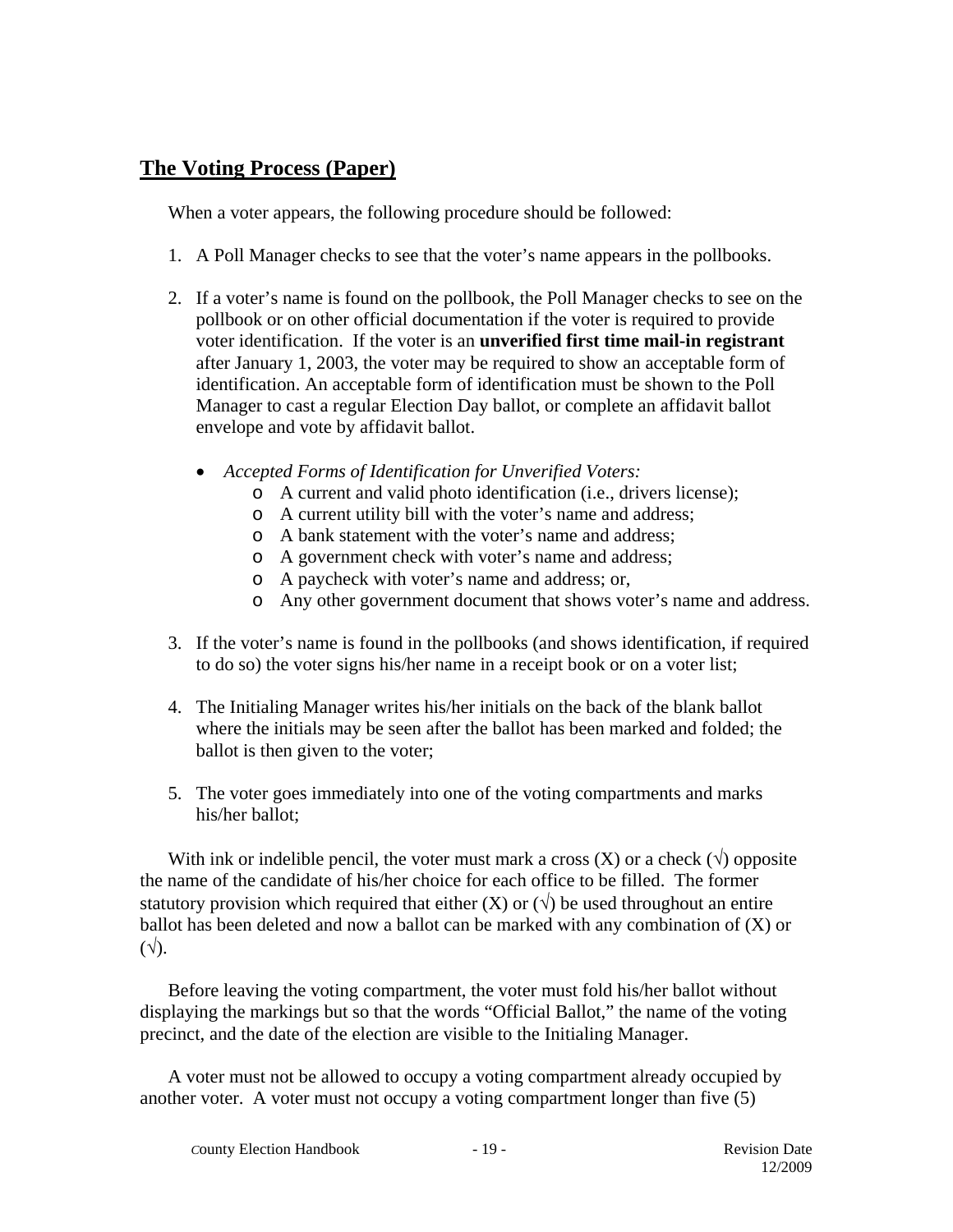## The Voting Process (Paper)

When a voter appears, the following procedure should be followed:

1. A Poll Manager checks to see that the voter's name appears in the pollbooks.

2. If a voter's name is found on the pollbook, the Poll Manager checks to see on the pollbook or on other official documentation if the voter is required to provide voter identification. If the voter is an **unverified first time mail-in registrant** after January 1, 2003, the voter may be required to show an acceptable form of identification. An acceptable form of identification must be shown to the Poll Manager to cast a regular Election Day ballot, or complete an affidavit ballot envelope and vote by affidavit ballot.

   - *Accepted Forms of Identification for Unverified Voters:*
     - A current and valid photo identification (i.e., drivers license);
     - A current utility bill with the voter's name and address;
     - A bank statement with the voter's name and address;
     - A government check with voter's name and address;
     - A paycheck with voter's name and address; or,
     - Any other government document that shows voter's name and address.

3. If the voter's name is found in the pollbooks (and shows identification, if required to do so) the voter signs his/her name in a receipt book or on a voter list;

4. The Initialing Manager writes his/her initials on the back of the blank ballot where the initials may be seen after the ballot has been marked and folded; the ballot is then given to the voter;

5. The voter goes immediately into one of the voting compartments and marks his/her ballot;

With ink or indelible pencil, the voter must mark a cross (X) or a check (√) opposite the name of the candidate of his/her choice for each office to be filled. The former statutory provision which required that either (X) or (√) be used throughout an entire ballot has been deleted and now a ballot can be marked with any combination of (X) or (√).

Before leaving the voting compartment, the voter must fold his/her ballot without displaying the markings but so that the words "Official Ballot," the name of the voting precinct, and the date of the election are visible to the Initialing Manager.

A voter must not be allowed to occupy a voting compartment already occupied by another voter. A voter must not occupy a voting compartment longer than five (5)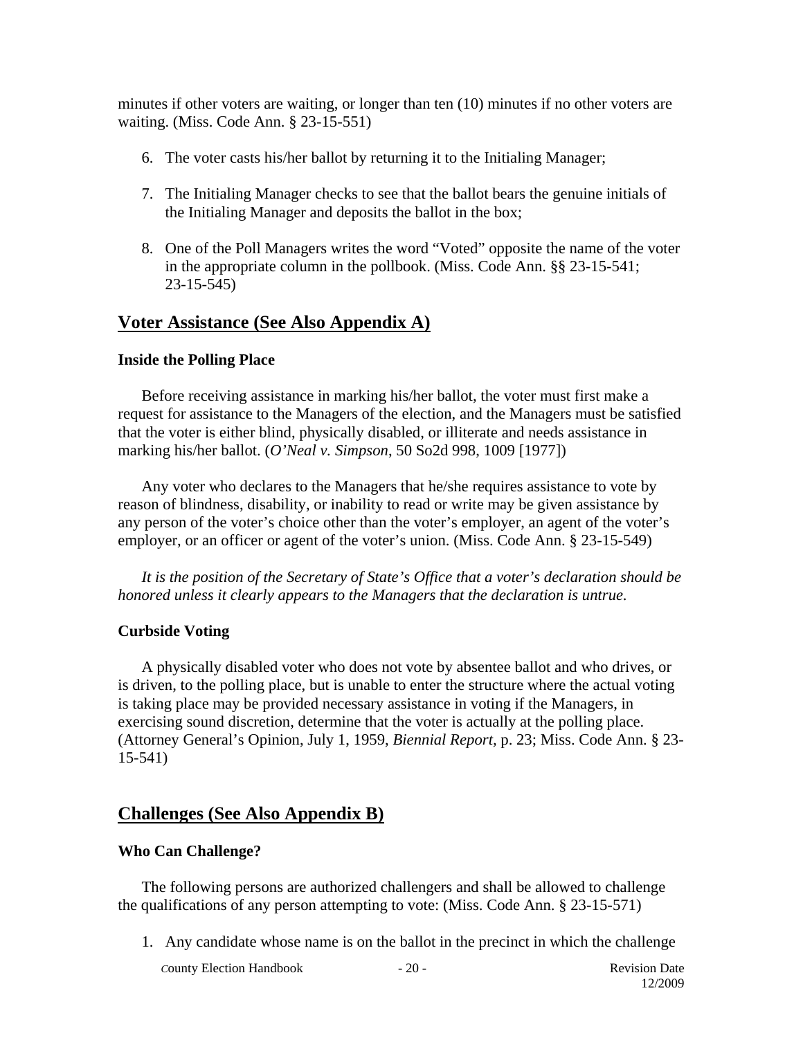minutes if other voters are waiting, or longer than ten (10) minutes if no other voters are waiting. (Miss. Code Ann. § 23-15-551)

6. The voter casts his/her ballot by returning it to the Initialing Manager;

7. The Initialing Manager checks to see that the ballot bears the genuine initials of the Initialing Manager and deposits the ballot in the box;

8. One of the Poll Managers writes the word "Voted" opposite the name of the voter in the appropriate column in the pollbook. (Miss. Code Ann. §§ 23-15-541; 23-15-545)

## Voter Assistance (See Also Appendix A)

### Inside the Polling Place

Before receiving assistance in marking his/her ballot, the voter must first make a request for assistance to the Managers of the election, and the Managers must be satisfied that the voter is either blind, physically disabled, or illiterate and needs assistance in marking his/her ballot. (*O'Neal v. Simpson*, 50 So2d 998, 1009 [1977])

Any voter who declares to the Managers that he/she requires assistance to vote by reason of blindness, disability, or inability to read or write may be given assistance by any person of the voter's choice other than the voter's employer, an agent of the voter's employer, or an officer or agent of the voter's union. (Miss. Code Ann. § 23-15-549)

*It is the position of the Secretary of State's Office that a voter's declaration should be honored unless it clearly appears to the Managers that the declaration is untrue.*

### Curbside Voting

A physically disabled voter who does not vote by absentee ballot and who drives, or is driven, to the polling place, but is unable to enter the structure where the actual voting is taking place may be provided necessary assistance in voting if the Managers, in exercising sound discretion, determine that the voter is actually at the polling place. (Attorney General's Opinion, July 1, 1959, *Biennial Report*, p. 23; Miss. Code Ann. § 23-15-541)

## Challenges (See Also Appendix B)

### Who Can Challenge?

The following persons are authorized challengers and shall be allowed to challenge the qualifications of any person attempting to vote: (Miss. Code Ann. § 23-15-571)

1. Any candidate whose name is on the ballot in the precinct in which the challenge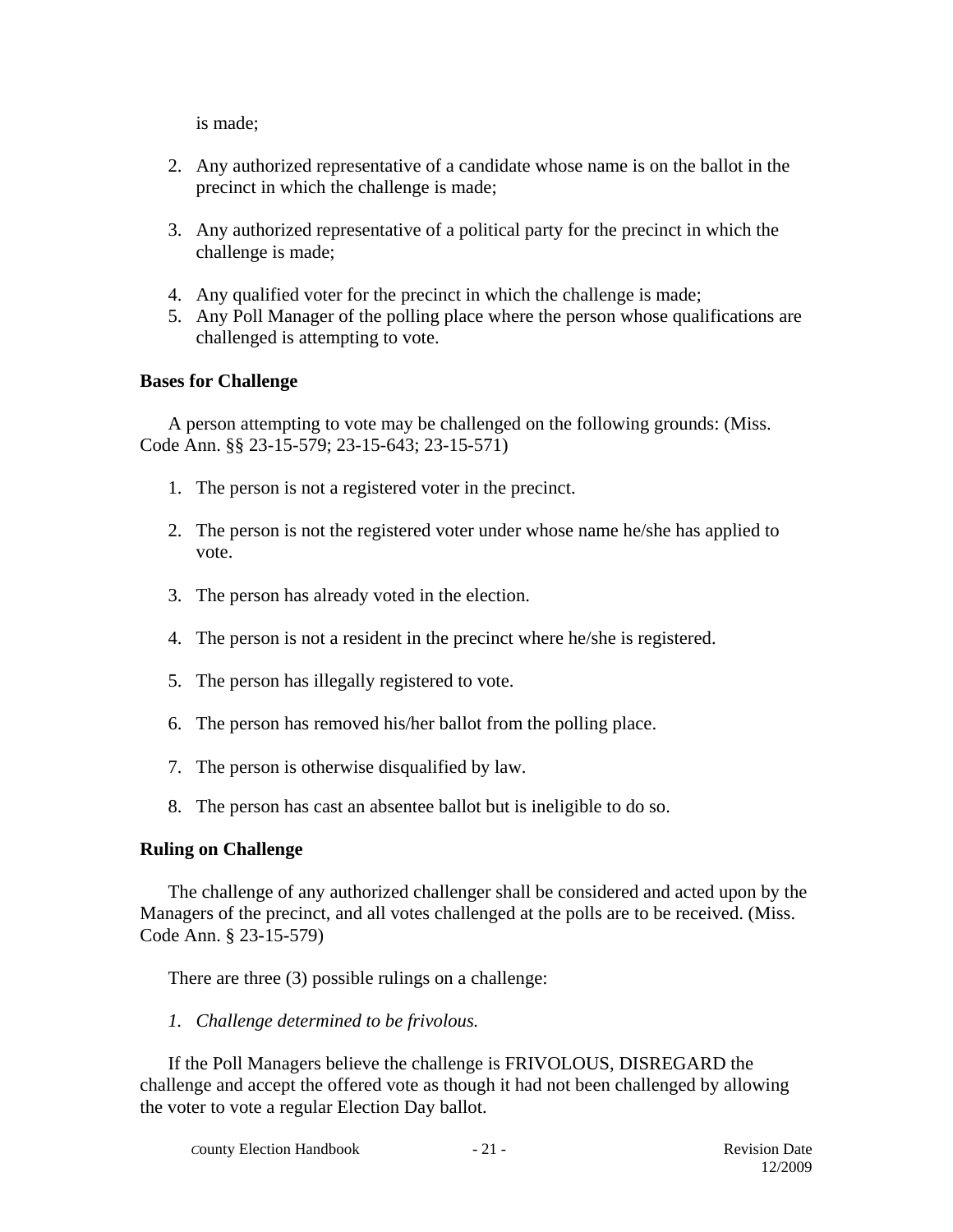is made;

2. Any authorized representative of a candidate whose name is on the ballot in the precinct in which the challenge is made;

3. Any authorized representative of a political party for the precinct in which the challenge is made;

4. Any qualified voter for the precinct in which the challenge is made;
5. Any Poll Manager of the polling place where the person whose qualifications are challenged is attempting to vote.

**Bases for Challenge**

A person attempting to vote may be challenged on the following grounds: (Miss. Code Ann. §§ 23-15-579; 23-15-643; 23-15-571)

1. The person is not a registered voter in the precinct.

2. The person is not the registered voter under whose name he/she has applied to vote.

3. The person has already voted in the election.

4. The person is not a resident in the precinct where he/she is registered.

5. The person has illegally registered to vote.

6. The person has removed his/her ballot from the polling place.

7. The person is otherwise disqualified by law.

8. The person has cast an absentee ballot but is ineligible to do so.

**Ruling on Challenge**

The challenge of any authorized challenger shall be considered and acted upon by the Managers of the precinct, and all votes challenged at the polls are to be received. (Miss. Code Ann. § 23-15-579)

There are three (3) possible rulings on a challenge:

*1. Challenge determined to be frivolous.*

If the Poll Managers believe the challenge is FRIVOLOUS, DISREGARD the challenge and accept the offered vote as though it had not been challenged by allowing the voter to vote a regular Election Day ballot.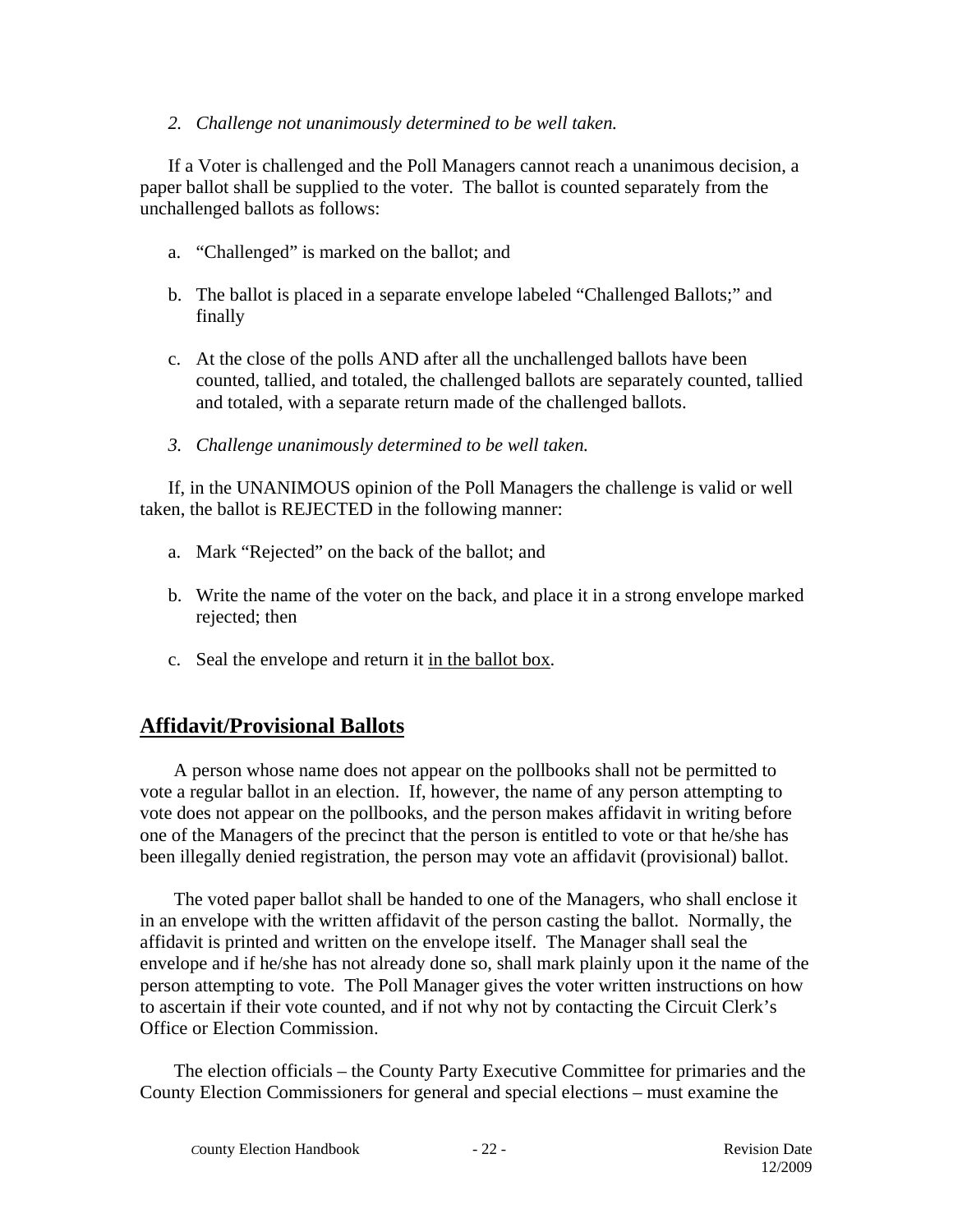*2. Challenge not unanimously determined to be well taken.*

If a Voter is challenged and the Poll Managers cannot reach a unanimous decision, a paper ballot shall be supplied to the voter. The ballot is counted separately from the unchallenged ballots as follows:

a. "Challenged" is marked on the ballot; and

b. The ballot is placed in a separate envelope labeled "Challenged Ballots;" and finally

c. At the close of the polls AND after all the unchallenged ballots have been counted, tallied, and totaled, the challenged ballots are separately counted, tallied and totaled, with a separate return made of the challenged ballots.

*3. Challenge unanimously determined to be well taken.*

If, in the UNANIMOUS opinion of the Poll Managers the challenge is valid or well taken, the ballot is REJECTED in the following manner:

a. Mark "Rejected" on the back of the ballot; and

b. Write the name of the voter on the back, and place it in a strong envelope marked rejected; then

c. Seal the envelope and return it <u>in the ballot box</u>.

## Affidavit/Provisional Ballots

A person whose name does not appear on the pollbooks shall not be permitted to vote a regular ballot in an election. If, however, the name of any person attempting to vote does not appear on the pollbooks, and the person makes affidavit in writing before one of the Managers of the precinct that the person is entitled to vote or that he/she has been illegally denied registration, the person may vote an affidavit (provisional) ballot.

The voted paper ballot shall be handed to one of the Managers, who shall enclose it in an envelope with the written affidavit of the person casting the ballot. Normally, the affidavit is printed and written on the envelope itself. The Manager shall seal the envelope and if he/she has not already done so, shall mark plainly upon it the name of the person attempting to vote. The Poll Manager gives the voter written instructions on how to ascertain if their vote counted, and if not why not by contacting the Circuit Clerk's Office or Election Commission.

The election officials – the County Party Executive Committee for primaries and the County Election Commissioners for general and special elections – must examine the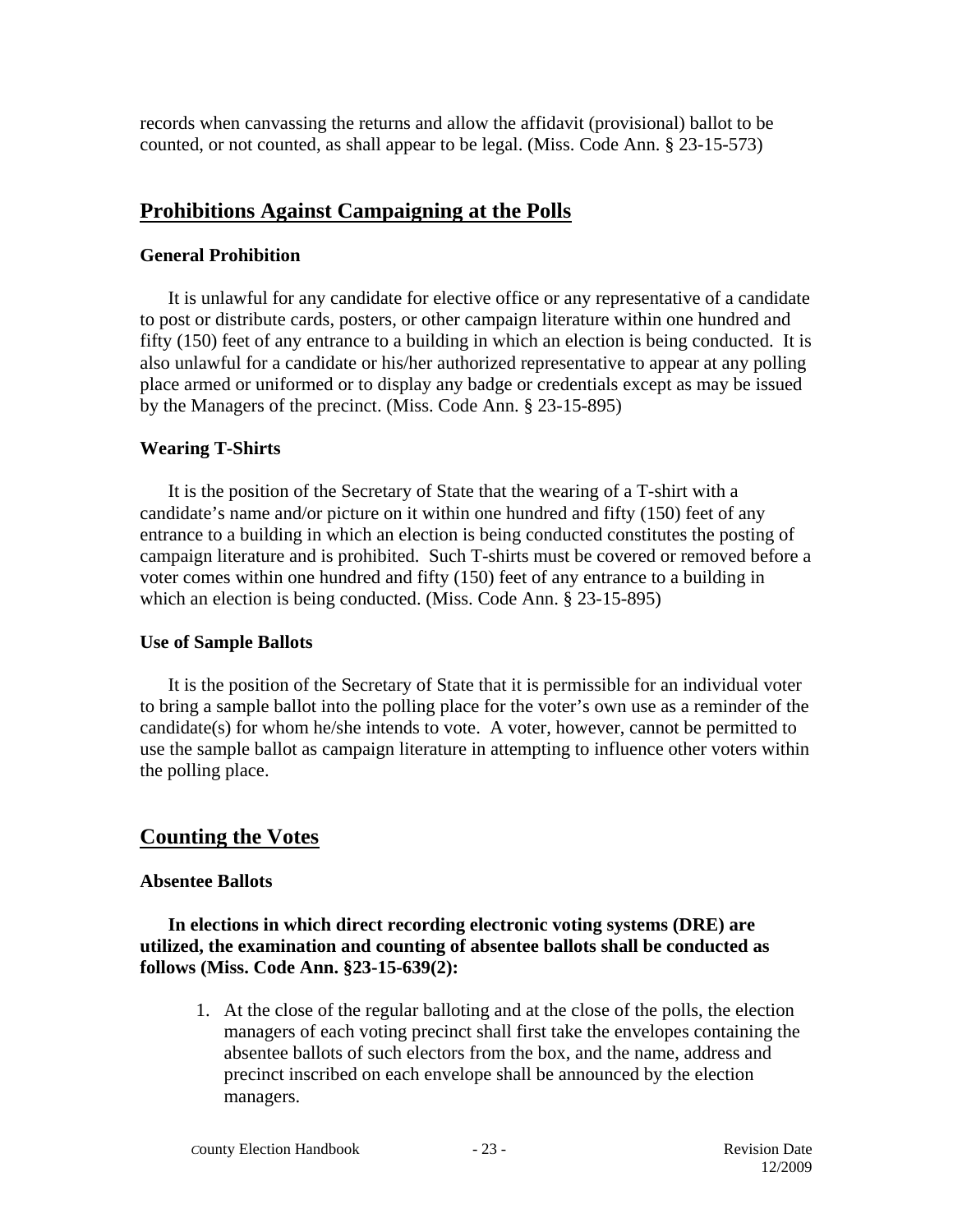records when canvassing the returns and allow the affidavit (provisional) ballot to be counted, or not counted, as shall appear to be legal. (Miss. Code Ann. § 23-15-573)

## Prohibitions Against Campaigning at the Polls

### General Prohibition

It is unlawful for any candidate for elective office or any representative of a candidate to post or distribute cards, posters, or other campaign literature within one hundred and fifty (150) feet of any entrance to a building in which an election is being conducted. It is also unlawful for a candidate or his/her authorized representative to appear at any polling place armed or uniformed or to display any badge or credentials except as may be issued by the Managers of the precinct. (Miss. Code Ann. § 23-15-895)

### Wearing T-Shirts

It is the position of the Secretary of State that the wearing of a T-shirt with a candidate's name and/or picture on it within one hundred and fifty (150) feet of any entrance to a building in which an election is being conducted constitutes the posting of campaign literature and is prohibited. Such T-shirts must be covered or removed before a voter comes within one hundred and fifty (150) feet of any entrance to a building in which an election is being conducted. (Miss. Code Ann. § 23-15-895)

### Use of Sample Ballots

It is the position of the Secretary of State that it is permissible for an individual voter to bring a sample ballot into the polling place for the voter's own use as a reminder of the candidate(s) for whom he/she intends to vote. A voter, however, cannot be permitted to use the sample ballot as campaign literature in attempting to influence other voters within the polling place.

## Counting the Votes

### Absentee Ballots

**In elections in which direct recording electronic voting systems (DRE) are utilized, the examination and counting of absentee ballots shall be conducted as follows (Miss. Code Ann. §23-15-639(2):**

1. At the close of the regular balloting and at the close of the polls, the election managers of each voting precinct shall first take the envelopes containing the absentee ballots of such electors from the box, and the name, address and precinct inscribed on each envelope shall be announced by the election managers.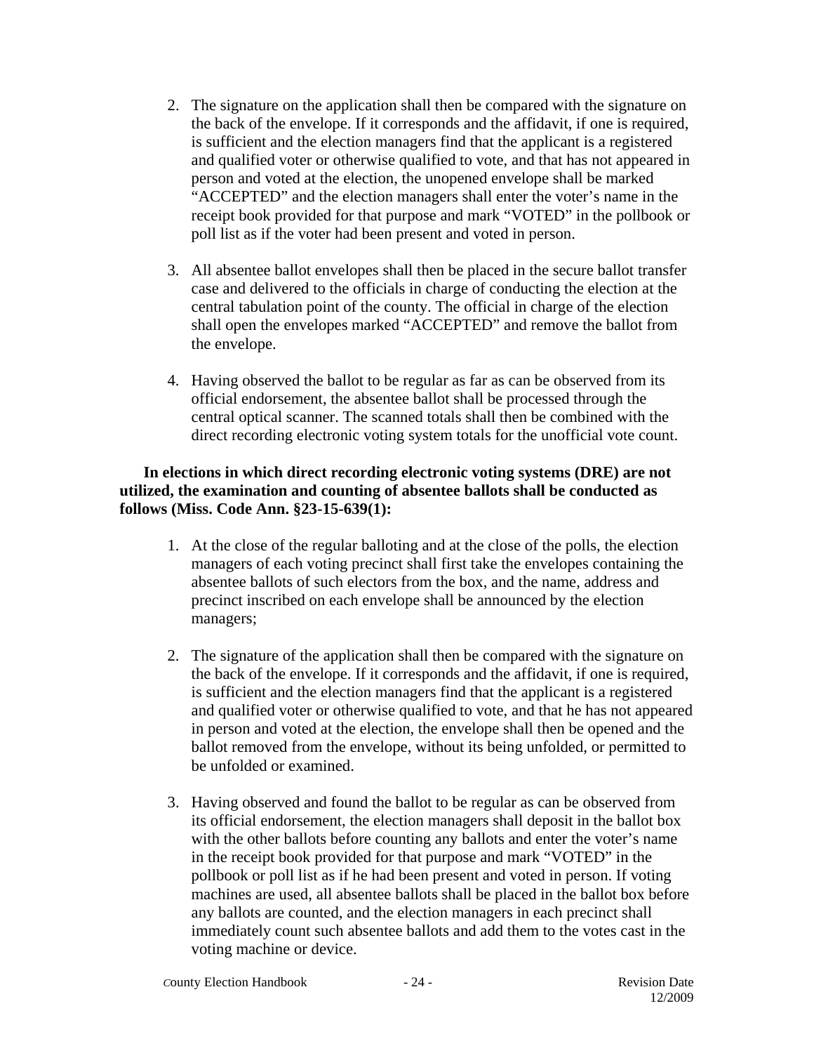2. The signature on the application shall then be compared with the signature on the back of the envelope. If it corresponds and the affidavit, if one is required, is sufficient and the election managers find that the applicant is a registered and qualified voter or otherwise qualified to vote, and that has not appeared in person and voted at the election, the unopened envelope shall be marked "ACCEPTED" and the election managers shall enter the voter's name in the receipt book provided for that purpose and mark "VOTED" in the pollbook or poll list as if the voter had been present and voted in person.

3. All absentee ballot envelopes shall then be placed in the secure ballot transfer case and delivered to the officials in charge of conducting the election at the central tabulation point of the county. The official in charge of the election shall open the envelopes marked "ACCEPTED" and remove the ballot from the envelope.

4. Having observed the ballot to be regular as far as can be observed from its official endorsement, the absentee ballot shall be processed through the central optical scanner. The scanned totals shall then be combined with the direct recording electronic voting system totals for the unofficial vote count.

**In elections in which direct recording electronic voting systems (DRE) are not utilized, the examination and counting of absentee ballots shall be conducted as follows (Miss. Code Ann. §23-15-639(1):**

1. At the close of the regular balloting and at the close of the polls, the election managers of each voting precinct shall first take the envelopes containing the absentee ballots of such electors from the box, and the name, address and precinct inscribed on each envelope shall be announced by the election managers;

2. The signature of the application shall then be compared with the signature on the back of the envelope. If it corresponds and the affidavit, if one is required, is sufficient and the election managers find that the applicant is a registered and qualified voter or otherwise qualified to vote, and that he has not appeared in person and voted at the election, the envelope shall then be opened and the ballot removed from the envelope, without its being unfolded, or permitted to be unfolded or examined.

3. Having observed and found the ballot to be regular as can be observed from its official endorsement, the election managers shall deposit in the ballot box with the other ballots before counting any ballots and enter the voter's name in the receipt book provided for that purpose and mark "VOTED" in the pollbook or poll list as if he had been present and voted in person. If voting machines are used, all absentee ballots shall be placed in the ballot box before any ballots are counted, and the election managers in each precinct shall immediately count such absentee ballots and add them to the votes cast in the voting machine or device.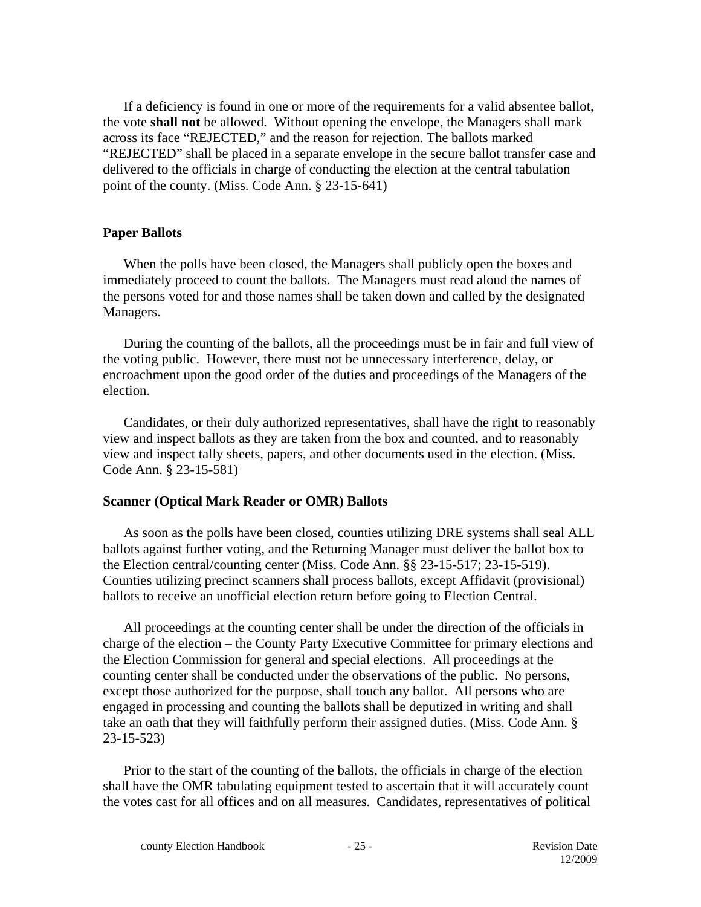If a deficiency is found in one or more of the requirements for a valid absentee ballot, the vote **shall not** be allowed. Without opening the envelope, the Managers shall mark across its face "REJECTED," and the reason for rejection. The ballots marked "REJECTED" shall be placed in a separate envelope in the secure ballot transfer case and delivered to the officials in charge of conducting the election at the central tabulation point of the county. (Miss. Code Ann. § 23-15-641)

**Paper Ballots**

When the polls have been closed, the Managers shall publicly open the boxes and immediately proceed to count the ballots. The Managers must read aloud the names of the persons voted for and those names shall be taken down and called by the designated Managers.

During the counting of the ballots, all the proceedings must be in fair and full view of the voting public. However, there must not be unnecessary interference, delay, or encroachment upon the good order of the duties and proceedings of the Managers of the election.

Candidates, or their duly authorized representatives, shall have the right to reasonably view and inspect ballots as they are taken from the box and counted, and to reasonably view and inspect tally sheets, papers, and other documents used in the election. (Miss. Code Ann. § 23-15-581)

**Scanner (Optical Mark Reader or OMR) Ballots**

As soon as the polls have been closed, counties utilizing DRE systems shall seal ALL ballots against further voting, and the Returning Manager must deliver the ballot box to the Election central/counting center (Miss. Code Ann. §§ 23-15-517; 23-15-519). Counties utilizing precinct scanners shall process ballots, except Affidavit (provisional) ballots to receive an unofficial election return before going to Election Central.

All proceedings at the counting center shall be under the direction of the officials in charge of the election – the County Party Executive Committee for primary elections and the Election Commission for general and special elections. All proceedings at the counting center shall be conducted under the observations of the public. No persons, except those authorized for the purpose, shall touch any ballot. All persons who are engaged in processing and counting the ballots shall be deputized in writing and shall take an oath that they will faithfully perform their assigned duties. (Miss. Code Ann. § 23-15-523)

Prior to the start of the counting of the ballots, the officials in charge of the election shall have the OMR tabulating equipment tested to ascertain that it will accurately count the votes cast for all offices and on all measures. Candidates, representatives of political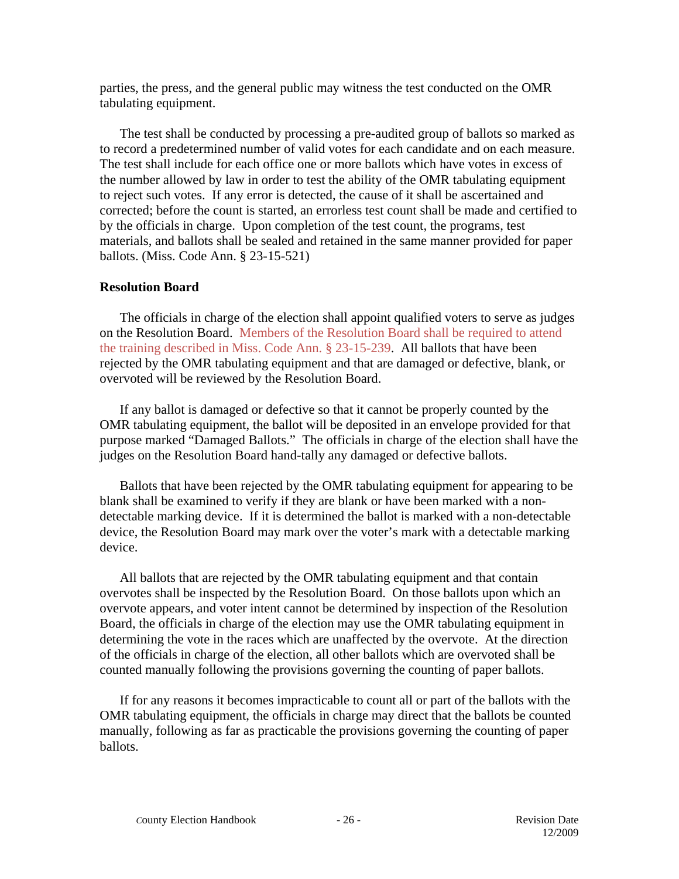parties, the press, and the general public may witness the test conducted on the OMR tabulating equipment.

The test shall be conducted by processing a pre-audited group of ballots so marked as to record a predetermined number of valid votes for each candidate and on each measure. The test shall include for each office one or more ballots which have votes in excess of the number allowed by law in order to test the ability of the OMR tabulating equipment to reject such votes. If any error is detected, the cause of it shall be ascertained and corrected; before the count is started, an errorless test count shall be made and certified to by the officials in charge. Upon completion of the test count, the programs, test materials, and ballots shall be sealed and retained in the same manner provided for paper ballots. (Miss. Code Ann. § 23-15-521)

**Resolution Board**

The officials in charge of the election shall appoint qualified voters to serve as judges on the Resolution Board. Members of the Resolution Board shall be required to attend the training described in Miss. Code Ann. § 23-15-239. All ballots that have been rejected by the OMR tabulating equipment and that are damaged or defective, blank, or overvoted will be reviewed by the Resolution Board.

If any ballot is damaged or defective so that it cannot be properly counted by the OMR tabulating equipment, the ballot will be deposited in an envelope provided for that purpose marked "Damaged Ballots." The officials in charge of the election shall have the judges on the Resolution Board hand-tally any damaged or defective ballots.

Ballots that have been rejected by the OMR tabulating equipment for appearing to be blank shall be examined to verify if they are blank or have been marked with a non-detectable marking device. If it is determined the ballot is marked with a non-detectable device, the Resolution Board may mark over the voter's mark with a detectable marking device.

All ballots that are rejected by the OMR tabulating equipment and that contain overvotes shall be inspected by the Resolution Board. On those ballots upon which an overvote appears, and voter intent cannot be determined by inspection of the Resolution Board, the officials in charge of the election may use the OMR tabulating equipment in determining the vote in the races which are unaffected by the overvote. At the direction of the officials in charge of the election, all other ballots which are overvoted shall be counted manually following the provisions governing the counting of paper ballots.

If for any reasons it becomes impracticable to count all or part of the ballots with the OMR tabulating equipment, the officials in charge may direct that the ballots be counted manually, following as far as practicable the provisions governing the counting of paper ballots.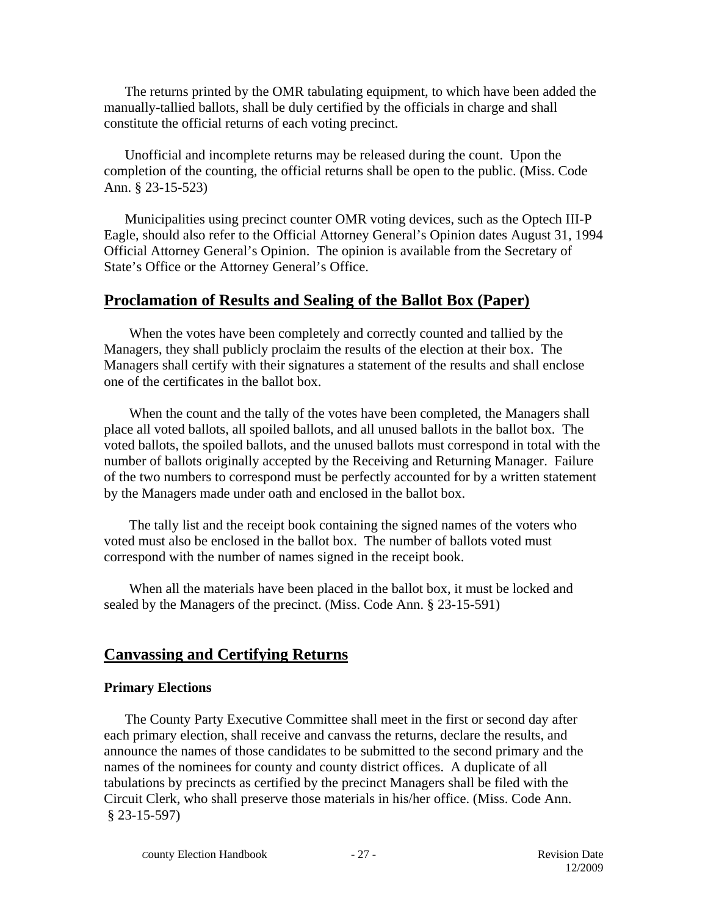The returns printed by the OMR tabulating equipment, to which have been added the manually-tallied ballots, shall be duly certified by the officials in charge and shall constitute the official returns of each voting precinct.

Unofficial and incomplete returns may be released during the count. Upon the completion of the counting, the official returns shall be open to the public. (Miss. Code Ann. § 23-15-523)

Municipalities using precinct counter OMR voting devices, such as the Optech III-P Eagle, should also refer to the Official Attorney General's Opinion dates August 31, 1994 Official Attorney General's Opinion. The opinion is available from the Secretary of State's Office or the Attorney General's Office.

## Proclamation of Results and Sealing of the Ballot Box (Paper)

When the votes have been completely and correctly counted and tallied by the Managers, they shall publicly proclaim the results of the election at their box. The Managers shall certify with their signatures a statement of the results and shall enclose one of the certificates in the ballot box.

When the count and the tally of the votes have been completed, the Managers shall place all voted ballots, all spoiled ballots, and all unused ballots in the ballot box. The voted ballots, the spoiled ballots, and the unused ballots must correspond in total with the number of ballots originally accepted by the Receiving and Returning Manager. Failure of the two numbers to correspond must be perfectly accounted for by a written statement by the Managers made under oath and enclosed in the ballot box.

The tally list and the receipt book containing the signed names of the voters who voted must also be enclosed in the ballot box. The number of ballots voted must correspond with the number of names signed in the receipt book.

When all the materials have been placed in the ballot box, it must be locked and sealed by the Managers of the precinct. (Miss. Code Ann. § 23-15-591)

## Canvassing and Certifying Returns

### Primary Elections

The County Party Executive Committee shall meet in the first or second day after each primary election, shall receive and canvass the returns, declare the results, and announce the names of those candidates to be submitted to the second primary and the names of the nominees for county and county district offices. A duplicate of all tabulations by precincts as certified by the precinct Managers shall be filed with the Circuit Clerk, who shall preserve those materials in his/her office. (Miss. Code Ann. § 23-15-597)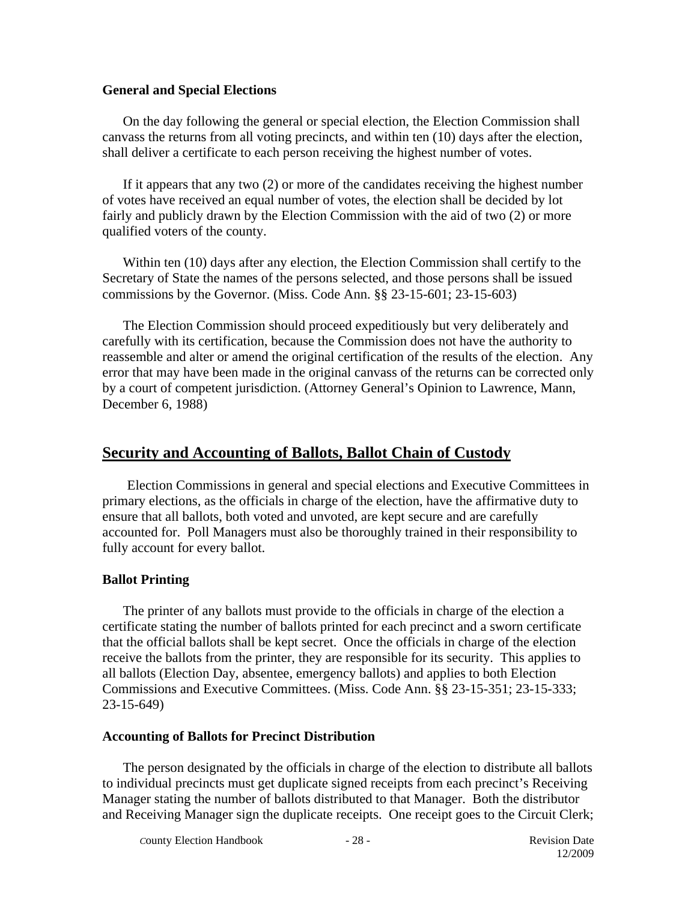### General and Special Elections

On the day following the general or special election, the Election Commission shall canvass the returns from all voting precincts, and within ten (10) days after the election, shall deliver a certificate to each person receiving the highest number of votes.

If it appears that any two (2) or more of the candidates receiving the highest number of votes have received an equal number of votes, the election shall be decided by lot fairly and publicly drawn by the Election Commission with the aid of two (2) or more qualified voters of the county.

Within ten (10) days after any election, the Election Commission shall certify to the Secretary of State the names of the persons selected, and those persons shall be issued commissions by the Governor. (Miss. Code Ann. §§ 23-15-601; 23-15-603)

The Election Commission should proceed expeditiously but very deliberately and carefully with its certification, because the Commission does not have the authority to reassemble and alter or amend the original certification of the results of the election. Any error that may have been made in the original canvass of the returns can be corrected only by a court of competent jurisdiction. (Attorney General's Opinion to Lawrence, Mann, December 6, 1988)

## Security and Accounting of Ballots, Ballot Chain of Custody

Election Commissions in general and special elections and Executive Committees in primary elections, as the officials in charge of the election, have the affirmative duty to ensure that all ballots, both voted and unvoted, are kept secure and are carefully accounted for. Poll Managers must also be thoroughly trained in their responsibility to fully account for every ballot.

### Ballot Printing

The printer of any ballots must provide to the officials in charge of the election a certificate stating the number of ballots printed for each precinct and a sworn certificate that the official ballots shall be kept secret. Once the officials in charge of the election receive the ballots from the printer, they are responsible for its security. This applies to all ballots (Election Day, absentee, emergency ballots) and applies to both Election Commissions and Executive Committees. (Miss. Code Ann. §§ 23-15-351; 23-15-333; 23-15-649)

### Accounting of Ballots for Precinct Distribution

The person designated by the officials in charge of the election to distribute all ballots to individual precincts must get duplicate signed receipts from each precinct's Receiving Manager stating the number of ballots distributed to that Manager. Both the distributor and Receiving Manager sign the duplicate receipts. One receipt goes to the Circuit Clerk;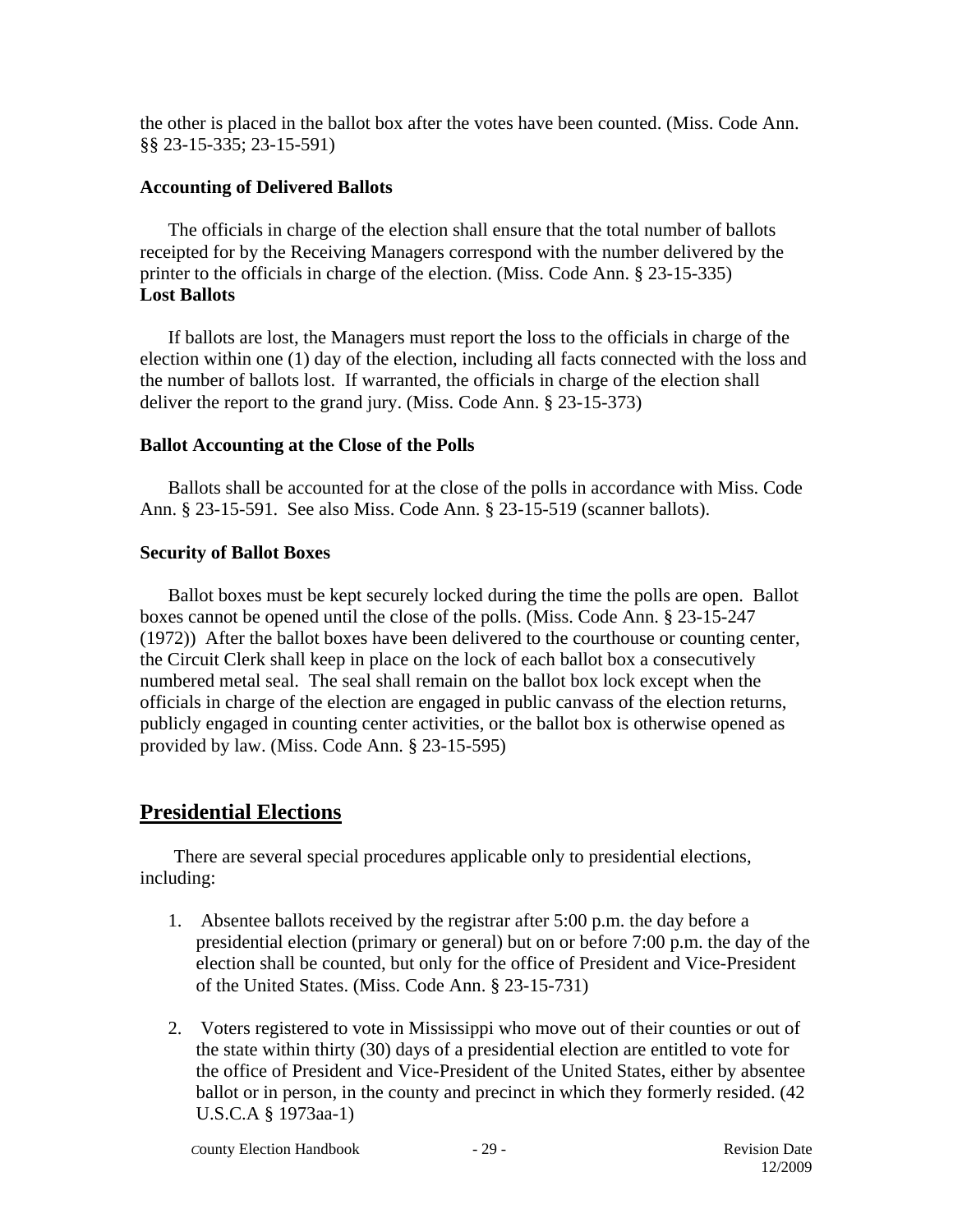the other is placed in the ballot box after the votes have been counted. (Miss. Code Ann. §§ 23-15-335; 23-15-591)

**Accounting of Delivered Ballots**

The officials in charge of the election shall ensure that the total number of ballots receipted for by the Receiving Managers correspond with the number delivered by the printer to the officials in charge of the election. (Miss. Code Ann. § 23-15-335)

**Lost Ballots**

If ballots are lost, the Managers must report the loss to the officials in charge of the election within one (1) day of the election, including all facts connected with the loss and the number of ballots lost. If warranted, the officials in charge of the election shall deliver the report to the grand jury. (Miss. Code Ann. § 23-15-373)

**Ballot Accounting at the Close of the Polls**

Ballots shall be accounted for at the close of the polls in accordance with Miss. Code Ann. § 23-15-591. See also Miss. Code Ann. § 23-15-519 (scanner ballots).

**Security of Ballot Boxes**

Ballot boxes must be kept securely locked during the time the polls are open. Ballot boxes cannot be opened until the close of the polls. (Miss. Code Ann. § 23-15-247 (1972)) After the ballot boxes have been delivered to the courthouse or counting center, the Circuit Clerk shall keep in place on the lock of each ballot box a consecutively numbered metal seal. The seal shall remain on the ballot box lock except when the officials in charge of the election are engaged in public canvass of the election returns, publicly engaged in counting center activities, or the ballot box is otherwise opened as provided by law. (Miss. Code Ann. § 23-15-595)

## Presidential Elections

There are several special procedures applicable only to presidential elections, including:

1. Absentee ballots received by the registrar after 5:00 p.m. the day before a presidential election (primary or general) but on or before 7:00 p.m. the day of the election shall be counted, but only for the office of President and Vice-President of the United States. (Miss. Code Ann. § 23-15-731)

2. Voters registered to vote in Mississippi who move out of their counties or out of the state within thirty (30) days of a presidential election are entitled to vote for the office of President and Vice-President of the United States, either by absentee ballot or in person, in the county and precinct in which they formerly resided. (42 U.S.C.A § 1973aa-1)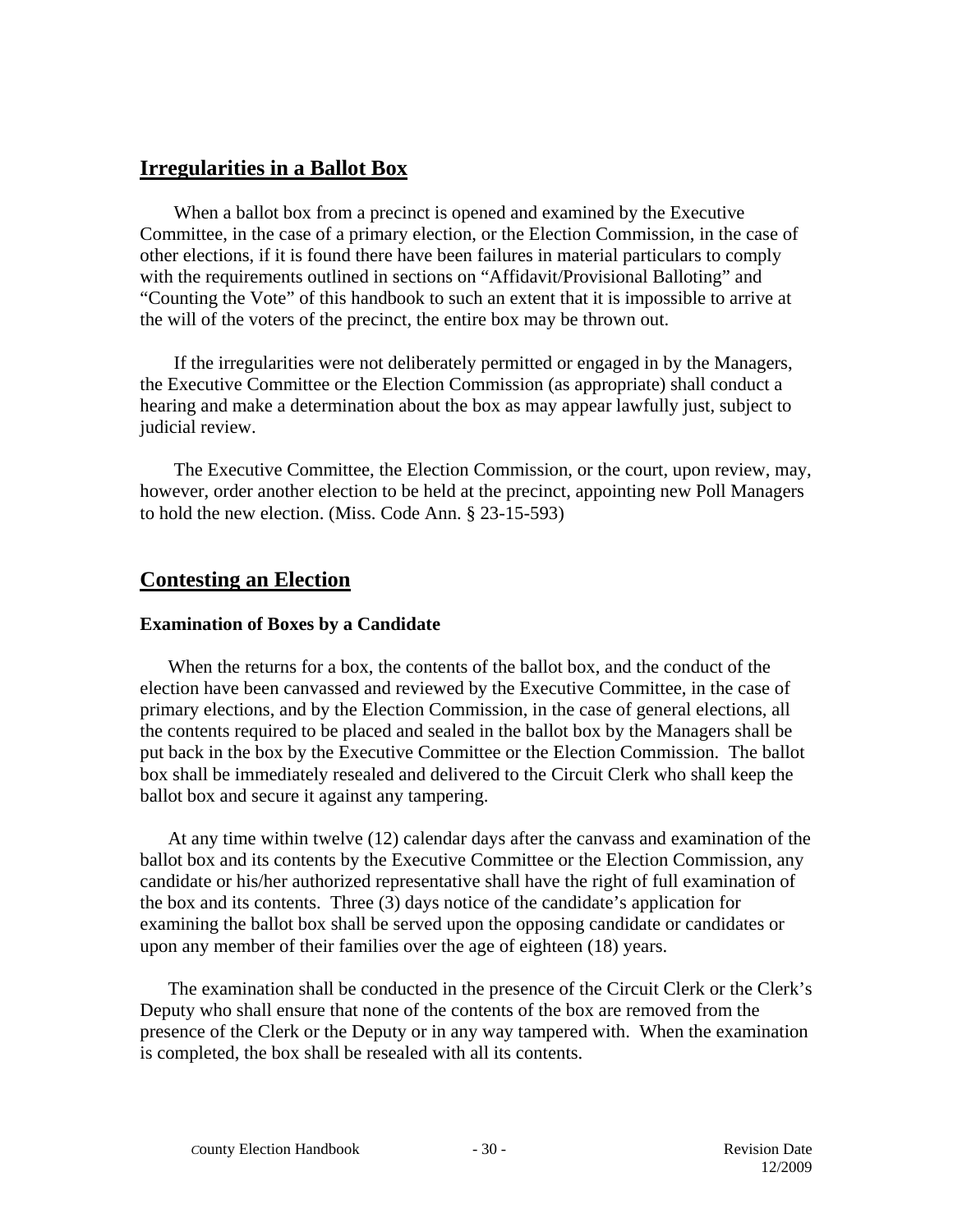## Irregularities in a Ballot Box

When a ballot box from a precinct is opened and examined by the Executive Committee, in the case of a primary election, or the Election Commission, in the case of other elections, if it is found there have been failures in material particulars to comply with the requirements outlined in sections on "Affidavit/Provisional Balloting" and "Counting the Vote" of this handbook to such an extent that it is impossible to arrive at the will of the voters of the precinct, the entire box may be thrown out.

If the irregularities were not deliberately permitted or engaged in by the Managers, the Executive Committee or the Election Commission (as appropriate) shall conduct a hearing and make a determination about the box as may appear lawfully just, subject to judicial review.

The Executive Committee, the Election Commission, or the court, upon review, may, however, order another election to be held at the precinct, appointing new Poll Managers to hold the new election. (Miss. Code Ann. § 23-15-593)

## Contesting an Election

### Examination of Boxes by a Candidate

When the returns for a box, the contents of the ballot box, and the conduct of the election have been canvassed and reviewed by the Executive Committee, in the case of primary elections, and by the Election Commission, in the case of general elections, all the contents required to be placed and sealed in the ballot box by the Managers shall be put back in the box by the Executive Committee or the Election Commission. The ballot box shall be immediately resealed and delivered to the Circuit Clerk who shall keep the ballot box and secure it against any tampering.

At any time within twelve (12) calendar days after the canvass and examination of the ballot box and its contents by the Executive Committee or the Election Commission, any candidate or his/her authorized representative shall have the right of full examination of the box and its contents. Three (3) days notice of the candidate's application for examining the ballot box shall be served upon the opposing candidate or candidates or upon any member of their families over the age of eighteen (18) years.

The examination shall be conducted in the presence of the Circuit Clerk or the Clerk's Deputy who shall ensure that none of the contents of the box are removed from the presence of the Clerk or the Deputy or in any way tampered with. When the examination is completed, the box shall be resealed with all its contents.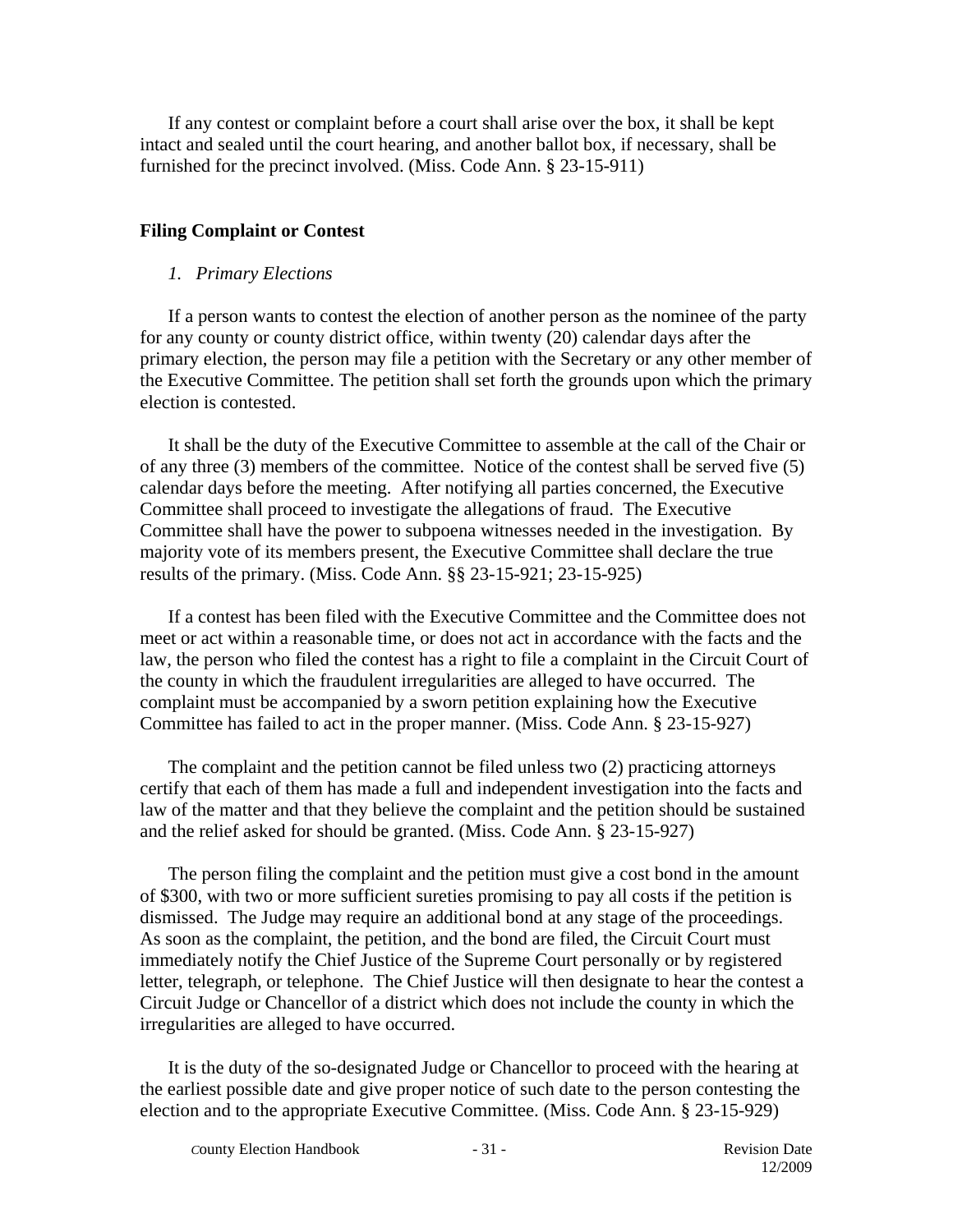If any contest or complaint before a court shall arise over the box, it shall be kept intact and sealed until the court hearing, and another ballot box, if necessary, shall be furnished for the precinct involved. (Miss. Code Ann. § 23-15-911)

## Filing Complaint or Contest

### *1. Primary Elections*

If a person wants to contest the election of another person as the nominee of the party for any county or county district office, within twenty (20) calendar days after the primary election, the person may file a petition with the Secretary or any other member of the Executive Committee. The petition shall set forth the grounds upon which the primary election is contested.

It shall be the duty of the Executive Committee to assemble at the call of the Chair or of any three (3) members of the committee. Notice of the contest shall be served five (5) calendar days before the meeting. After notifying all parties concerned, the Executive Committee shall proceed to investigate the allegations of fraud. The Executive Committee shall have the power to subpoena witnesses needed in the investigation. By majority vote of its members present, the Executive Committee shall declare the true results of the primary. (Miss. Code Ann. §§ 23-15-921; 23-15-925)

If a contest has been filed with the Executive Committee and the Committee does not meet or act within a reasonable time, or does not act in accordance with the facts and the law, the person who filed the contest has a right to file a complaint in the Circuit Court of the county in which the fraudulent irregularities are alleged to have occurred. The complaint must be accompanied by a sworn petition explaining how the Executive Committee has failed to act in the proper manner. (Miss. Code Ann. § 23-15-927)

The complaint and the petition cannot be filed unless two (2) practicing attorneys certify that each of them has made a full and independent investigation into the facts and law of the matter and that they believe the complaint and the petition should be sustained and the relief asked for should be granted. (Miss. Code Ann. § 23-15-927)

The person filing the complaint and the petition must give a cost bond in the amount of $300, with two or more sufficient sureties promising to pay all costs if the petition is dismissed. The Judge may require an additional bond at any stage of the proceedings. As soon as the complaint, the petition, and the bond are filed, the Circuit Court must immediately notify the Chief Justice of the Supreme Court personally or by registered letter, telegraph, or telephone. The Chief Justice will then designate to hear the contest a Circuit Judge or Chancellor of a district which does not include the county in which the irregularities are alleged to have occurred.

It is the duty of the so-designated Judge or Chancellor to proceed with the hearing at the earliest possible date and give proper notice of such date to the person contesting the election and to the appropriate Executive Committee. (Miss. Code Ann. § 23-15-929)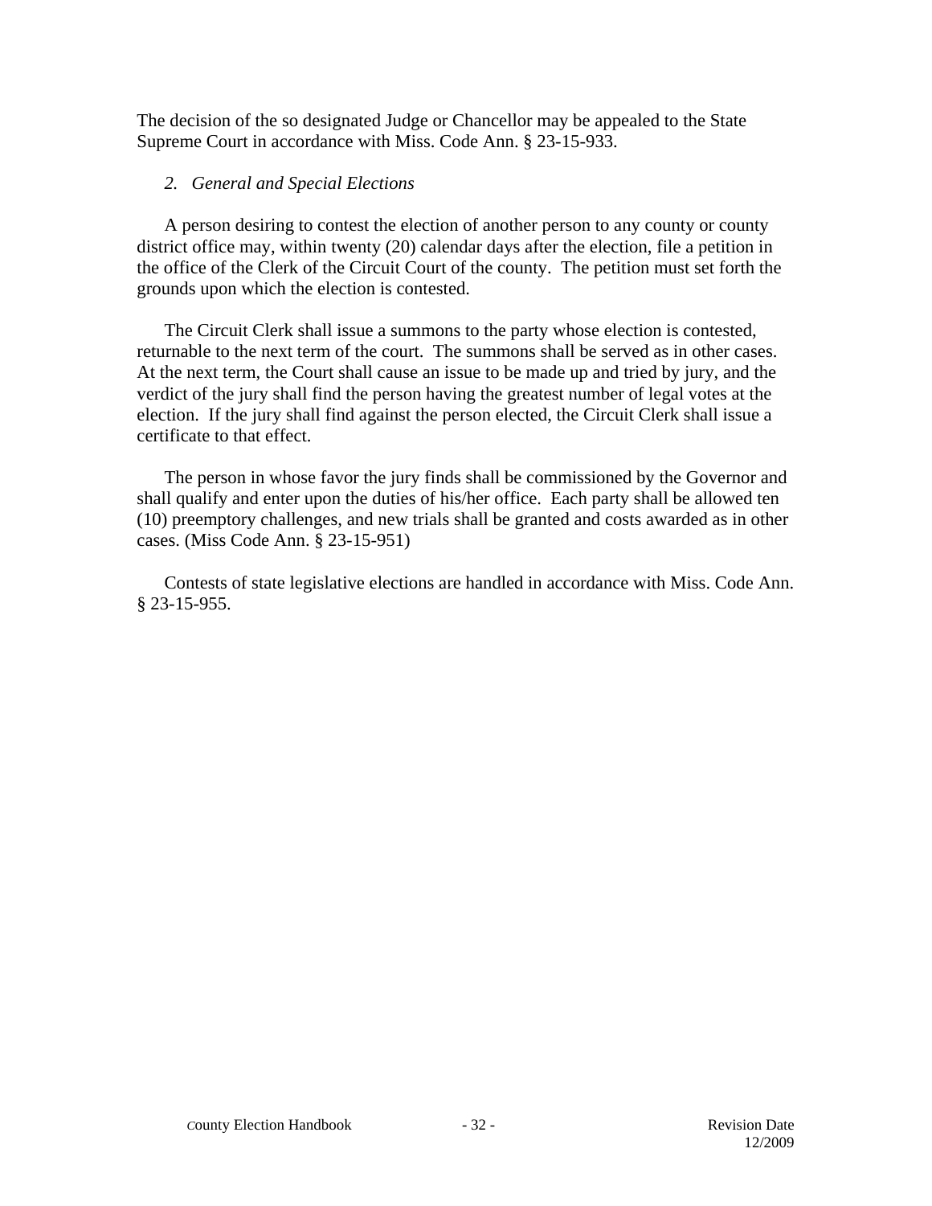The decision of the so designated Judge or Chancellor may be appealed to the State Supreme Court in accordance with Miss. Code Ann. § 23-15-933.

*2. General and Special Elections*

A person desiring to contest the election of another person to any county or county district office may, within twenty (20) calendar days after the election, file a petition in the office of the Clerk of the Circuit Court of the county. The petition must set forth the grounds upon which the election is contested.

The Circuit Clerk shall issue a summons to the party whose election is contested, returnable to the next term of the court. The summons shall be served as in other cases. At the next term, the Court shall cause an issue to be made up and tried by jury, and the verdict of the jury shall find the person having the greatest number of legal votes at the election. If the jury shall find against the person elected, the Circuit Clerk shall issue a certificate to that effect.

The person in whose favor the jury finds shall be commissioned by the Governor and shall qualify and enter upon the duties of his/her office. Each party shall be allowed ten (10) preemptory challenges, and new trials shall be granted and costs awarded as in other cases. (Miss Code Ann. § 23-15-951)

Contests of state legislative elections are handled in accordance with Miss. Code Ann. § 23-15-955.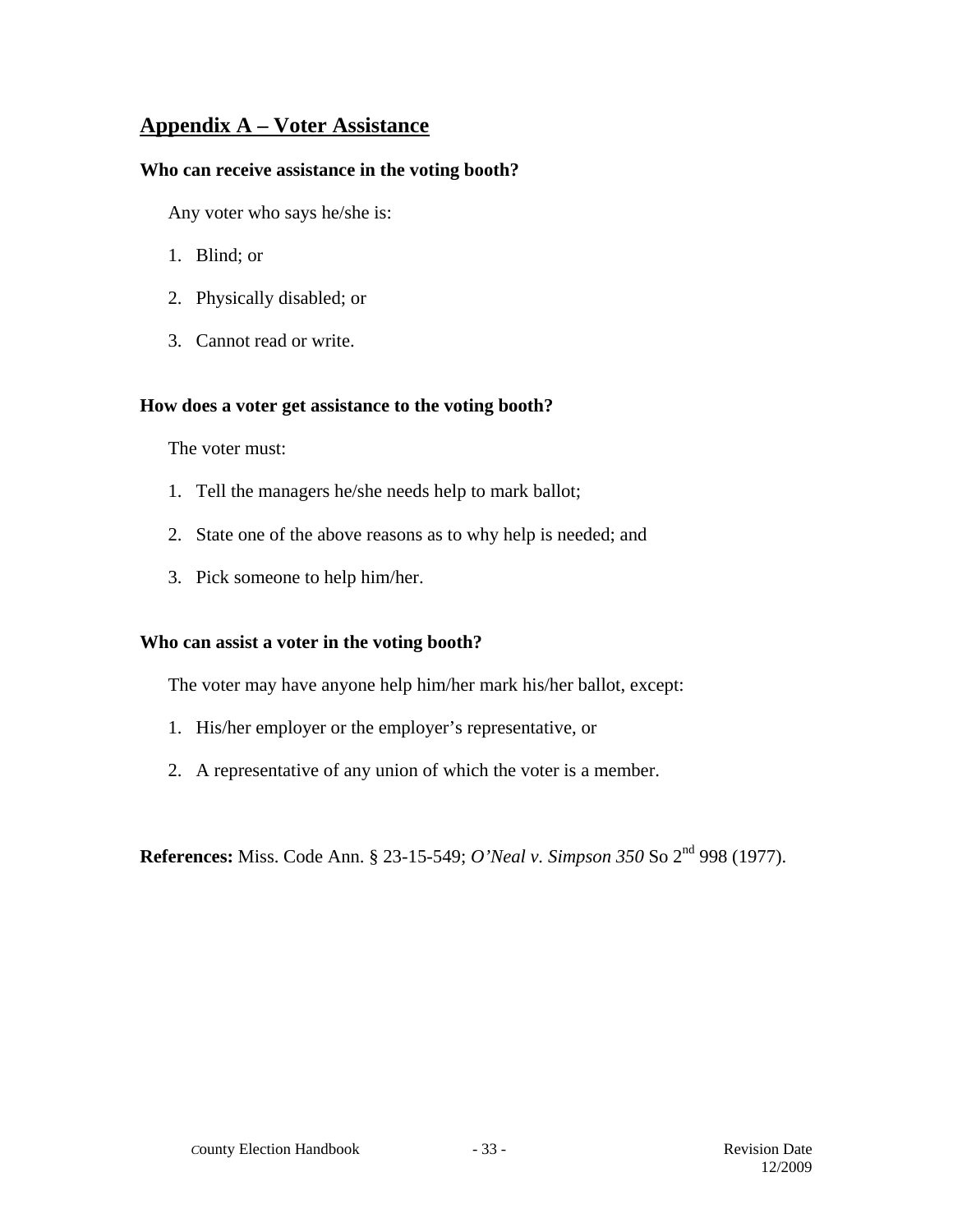## Appendix A – Voter Assistance

**Who can receive assistance in the voting booth?**

Any voter who says he/she is:

1. Blind; or
2. Physically disabled; or
3. Cannot read or write.

**How does a voter get assistance to the voting booth?**

The voter must:

1. Tell the managers he/she needs help to mark ballot;
2. State one of the above reasons as to why help is needed; and
3. Pick someone to help him/her.

**Who can assist a voter in the voting booth?**

The voter may have anyone help him/her mark his/her ballot, except:

1. His/her employer or the employer's representative, or
2. A representative of any union of which the voter is a member.

**References:** Miss. Code Ann. § 23-15-549; *O'Neal v. Simpson 350* So 2nd 998 (1977).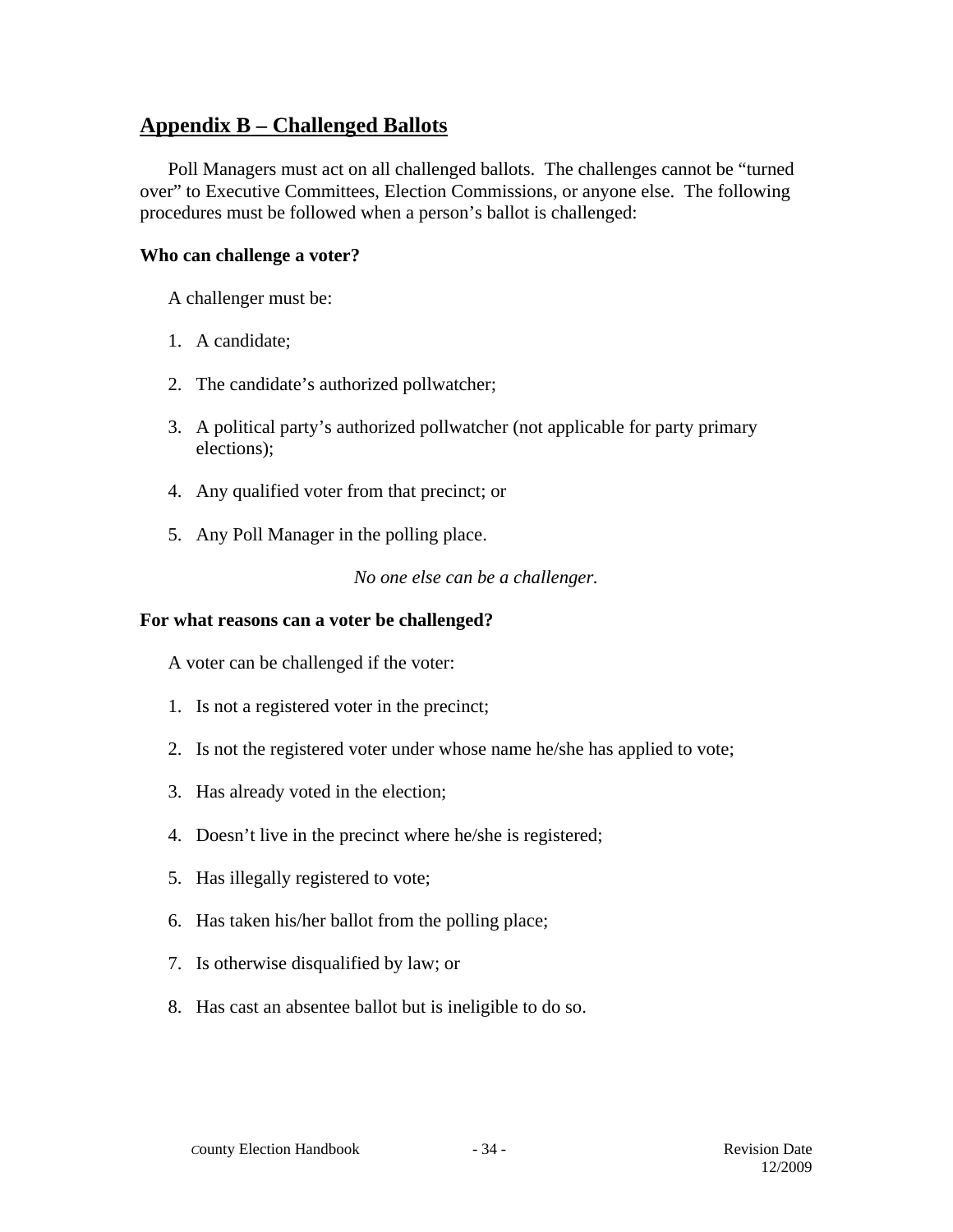## Appendix B – Challenged Ballots

Poll Managers must act on all challenged ballots. The challenges cannot be "turned over" to Executive Committees, Election Commissions, or anyone else. The following procedures must be followed when a person's ballot is challenged:

**Who can challenge a voter?**

A challenger must be:

1. A candidate;
2. The candidate's authorized pollwatcher;
3. A political party's authorized pollwatcher (not applicable for party primary elections);
4. Any qualified voter from that precinct; or
5. Any Poll Manager in the polling place.

*No one else can be a challenger.*

**For what reasons can a voter be challenged?**

A voter can be challenged if the voter:

1. Is not a registered voter in the precinct;
2. Is not the registered voter under whose name he/she has applied to vote;
3. Has already voted in the election;
4. Doesn't live in the precinct where he/she is registered;
5. Has illegally registered to vote;
6. Has taken his/her ballot from the polling place;
7. Is otherwise disqualified by law; or
8. Has cast an absentee ballot but is ineligible to do so.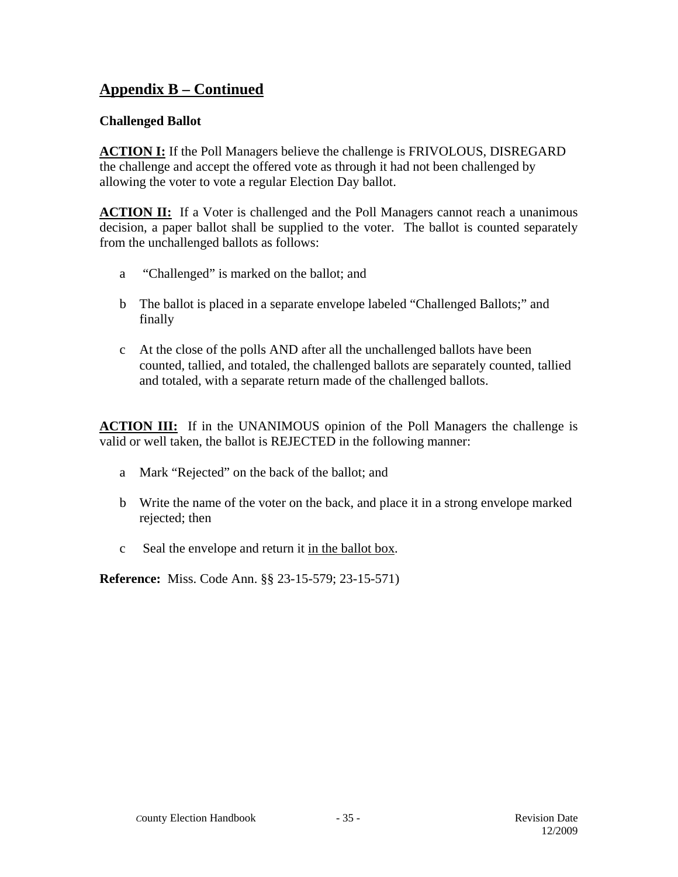## Appendix B – Continued

**Challenged Ballot**

**ACTION I:** If the Poll Managers believe the challenge is FRIVOLOUS, DISREGARD the challenge and accept the offered vote as through it had not been challenged by allowing the voter to vote a regular Election Day ballot.

**ACTION II:** If a Voter is challenged and the Poll Managers cannot reach a unanimous decision, a paper ballot shall be supplied to the voter. The ballot is counted separately from the unchallenged ballots as follows:

a "Challenged" is marked on the ballot; and

b The ballot is placed in a separate envelope labeled "Challenged Ballots;" and finally

c At the close of the polls AND after all the unchallenged ballots have been counted, tallied, and totaled, the challenged ballots are separately counted, tallied and totaled, with a separate return made of the challenged ballots.

**ACTION III:** If in the UNANIMOUS opinion of the Poll Managers the challenge is valid or well taken, the ballot is REJECTED in the following manner:

a Mark "Rejected" on the back of the ballot; and

b Write the name of the voter on the back, and place it in a strong envelope marked rejected; then

c Seal the envelope and return it in the ballot box.

**Reference:** Miss. Code Ann. §§ 23-15-579; 23-15-571)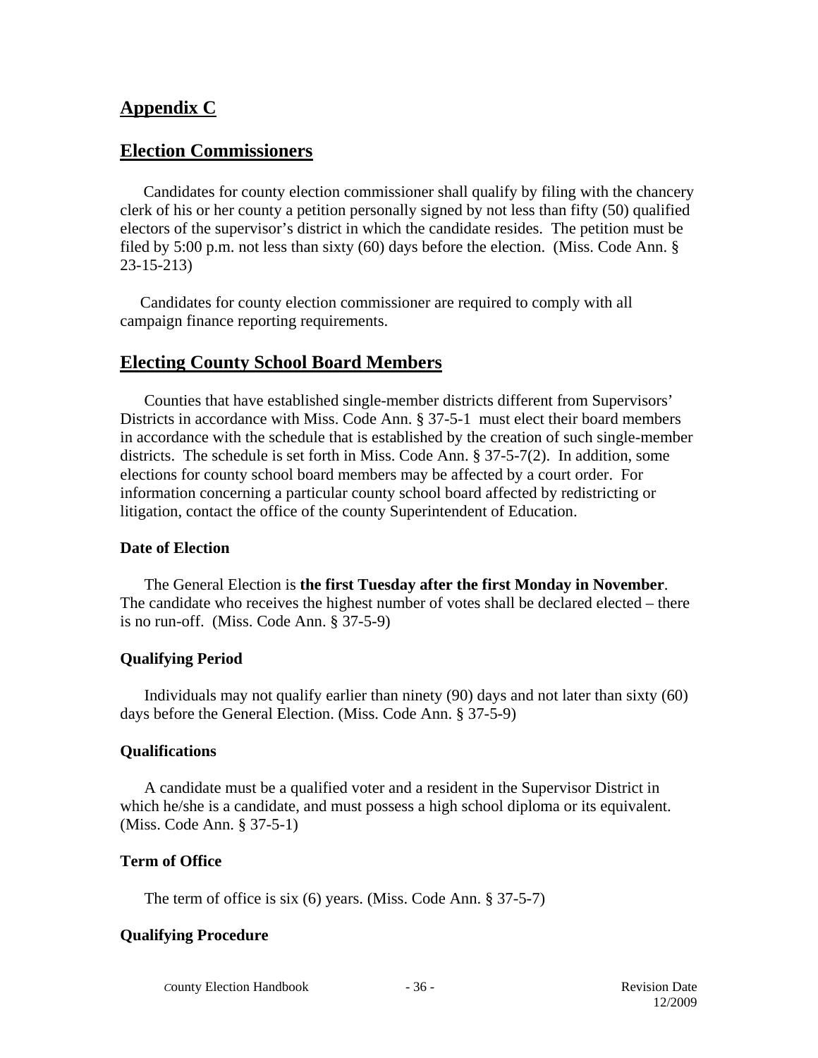## Appendix C

## Election Commissioners

Candidates for county election commissioner shall qualify by filing with the chancery clerk of his or her county a petition personally signed by not less than fifty (50) qualified electors of the supervisor's district in which the candidate resides. The petition must be filed by 5:00 p.m. not less than sixty (60) days before the election. (Miss. Code Ann. § 23-15-213)

Candidates for county election commissioner are required to comply with all campaign finance reporting requirements.

## Electing County School Board Members

Counties that have established single-member districts different from Supervisors' Districts in accordance with Miss. Code Ann. § 37-5-1 must elect their board members in accordance with the schedule that is established by the creation of such single-member districts. The schedule is set forth in Miss. Code Ann. § 37-5-7(2). In addition, some elections for county school board members may be affected by a court order. For information concerning a particular county school board affected by redistricting or litigation, contact the office of the county Superintendent of Education.

### Date of Election

The General Election is **the first Tuesday after the first Monday in November**. The candidate who receives the highest number of votes shall be declared elected – there is no run-off. (Miss. Code Ann. § 37-5-9)

### Qualifying Period

Individuals may not qualify earlier than ninety (90) days and not later than sixty (60) days before the General Election. (Miss. Code Ann. § 37-5-9)

### Qualifications

A candidate must be a qualified voter and a resident in the Supervisor District in which he/she is a candidate, and must possess a high school diploma or its equivalent. (Miss. Code Ann. § 37-5-1)

### Term of Office

The term of office is six (6) years. (Miss. Code Ann. § 37-5-7)

### Qualifying Procedure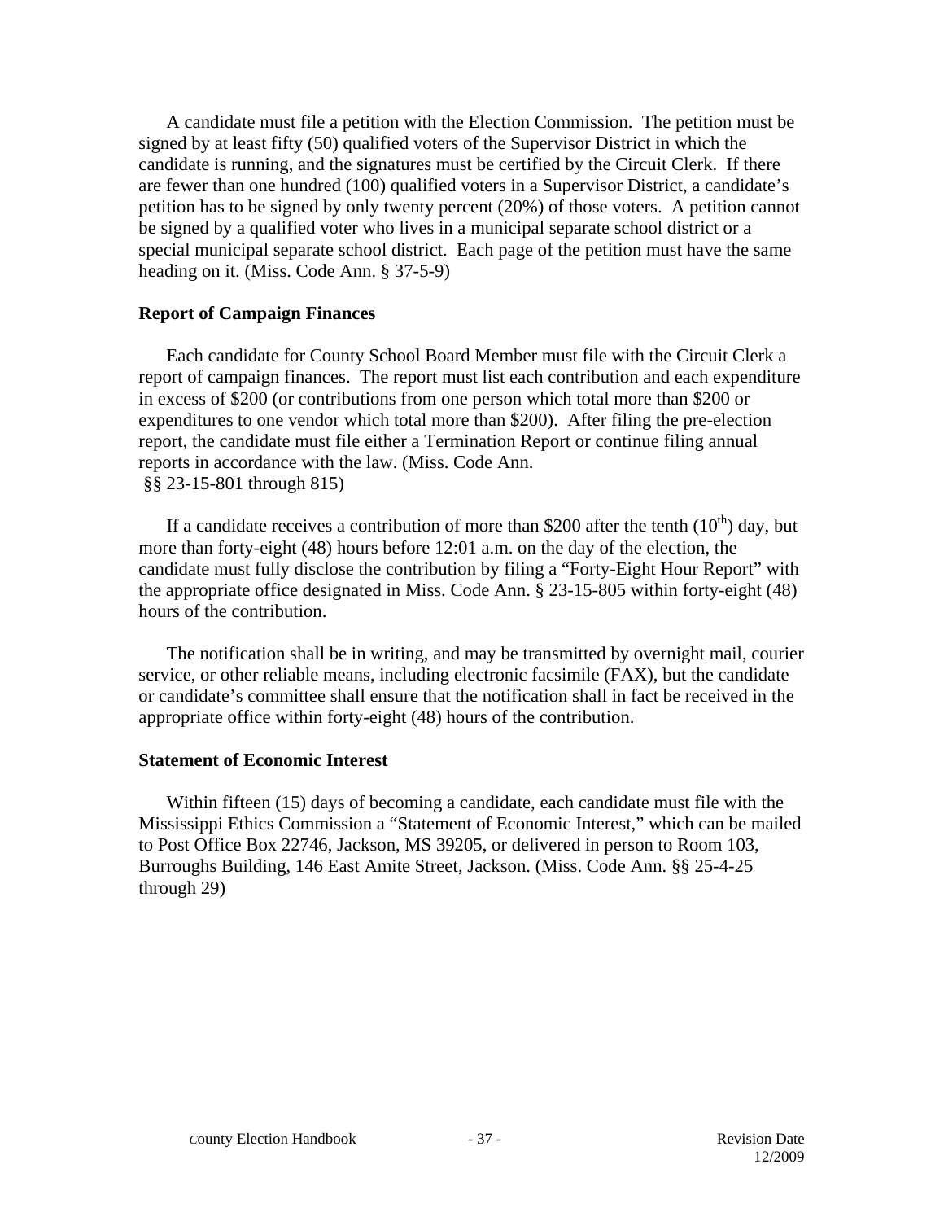A candidate must file a petition with the Election Commission. The petition must be signed by at least fifty (50) qualified voters of the Supervisor District in which the candidate is running, and the signatures must be certified by the Circuit Clerk. If there are fewer than one hundred (100) qualified voters in a Supervisor District, a candidate's petition has to be signed by only twenty percent (20%) of those voters. A petition cannot be signed by a qualified voter who lives in a municipal separate school district or a special municipal separate school district. Each page of the petition must have the same heading on it. (Miss. Code Ann. § 37-5-9)

### Report of Campaign Finances

Each candidate for County School Board Member must file with the Circuit Clerk a report of campaign finances. The report must list each contribution and each expenditure in excess of $200 (or contributions from one person which total more than $200 or expenditures to one vendor which total more than $200). After filing the pre-election report, the candidate must file either a Termination Report or continue filing annual reports in accordance with the law. (Miss. Code Ann. §§ 23-15-801 through 815)

If a candidate receives a contribution of more than $200 after the tenth (10th) day, but more than forty-eight (48) hours before 12:01 a.m. on the day of the election, the candidate must fully disclose the contribution by filing a "Forty-Eight Hour Report" with the appropriate office designated in Miss. Code Ann. § 23-15-805 within forty-eight (48) hours of the contribution.

The notification shall be in writing, and may be transmitted by overnight mail, courier service, or other reliable means, including electronic facsimile (FAX), but the candidate or candidate's committee shall ensure that the notification shall in fact be received in the appropriate office within forty-eight (48) hours of the contribution.

### Statement of Economic Interest

Within fifteen (15) days of becoming a candidate, each candidate must file with the Mississippi Ethics Commission a "Statement of Economic Interest," which can be mailed to Post Office Box 22746, Jackson, MS 39205, or delivered in person to Room 103, Burroughs Building, 146 East Amite Street, Jackson. (Miss. Code Ann. §§ 25-4-25 through 29)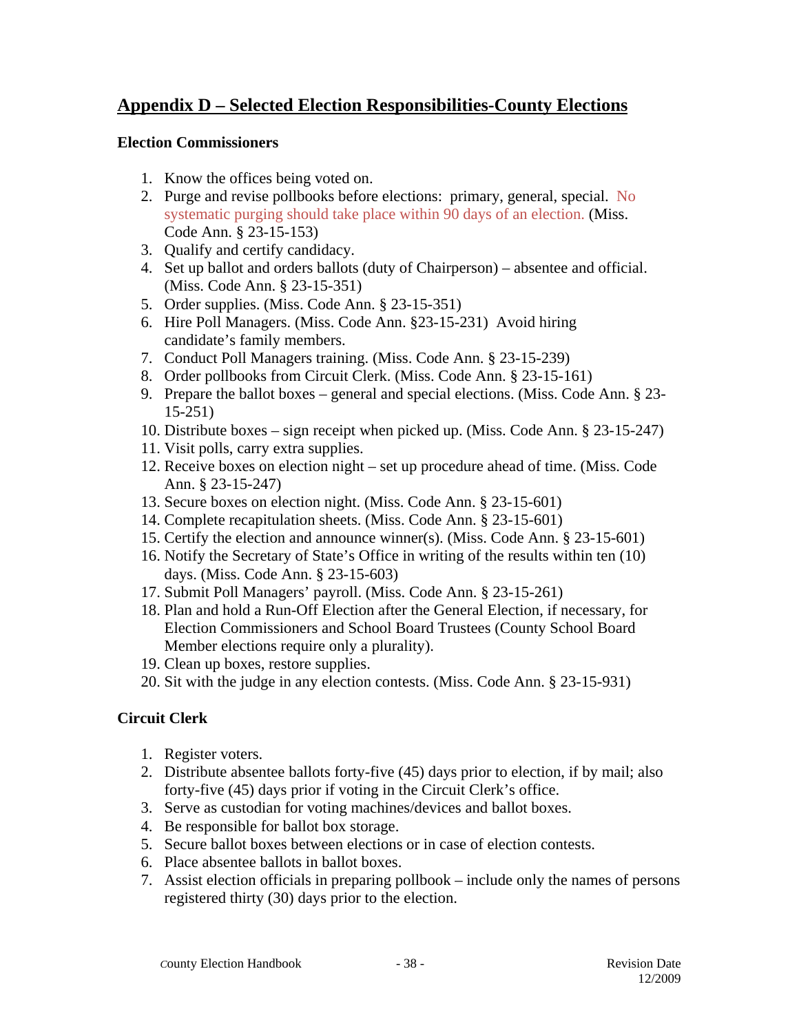## Appendix D – Selected Election Responsibilities-County Elections

### Election Commissioners

1. Know the offices being voted on.
2. Purge and revise pollbooks before elections: primary, general, special. No systematic purging should take place within 90 days of an election. (Miss. Code Ann. § 23-15-153)
3. Qualify and certify candidacy.
4. Set up ballot and orders ballots (duty of Chairperson) – absentee and official. (Miss. Code Ann. § 23-15-351)
5. Order supplies. (Miss. Code Ann. § 23-15-351)
6. Hire Poll Managers. (Miss. Code Ann. §23-15-231) Avoid hiring candidate's family members.
7. Conduct Poll Managers training. (Miss. Code Ann. § 23-15-239)
8. Order pollbooks from Circuit Clerk. (Miss. Code Ann. § 23-15-161)
9. Prepare the ballot boxes – general and special elections. (Miss. Code Ann. § 23-15-251)
10. Distribute boxes – sign receipt when picked up. (Miss. Code Ann. § 23-15-247)
11. Visit polls, carry extra supplies.
12. Receive boxes on election night – set up procedure ahead of time. (Miss. Code Ann. § 23-15-247)
13. Secure boxes on election night. (Miss. Code Ann. § 23-15-601)
14. Complete recapitulation sheets. (Miss. Code Ann. § 23-15-601)
15. Certify the election and announce winner(s). (Miss. Code Ann. § 23-15-601)
16. Notify the Secretary of State's Office in writing of the results within ten (10) days. (Miss. Code Ann. § 23-15-603)
17. Submit Poll Managers' payroll. (Miss. Code Ann. § 23-15-261)
18. Plan and hold a Run-Off Election after the General Election, if necessary, for Election Commissioners and School Board Trustees (County School Board Member elections require only a plurality).
19. Clean up boxes, restore supplies.
20. Sit with the judge in any election contests. (Miss. Code Ann. § 23-15-931)

### Circuit Clerk

1. Register voters.
2. Distribute absentee ballots forty-five (45) days prior to election, if by mail; also forty-five (45) days prior if voting in the Circuit Clerk's office.
3. Serve as custodian for voting machines/devices and ballot boxes.
4. Be responsible for ballot box storage.
5. Secure ballot boxes between elections or in case of election contests.
6. Place absentee ballots in ballot boxes.
7. Assist election officials in preparing pollbook – include only the names of persons registered thirty (30) days prior to the election.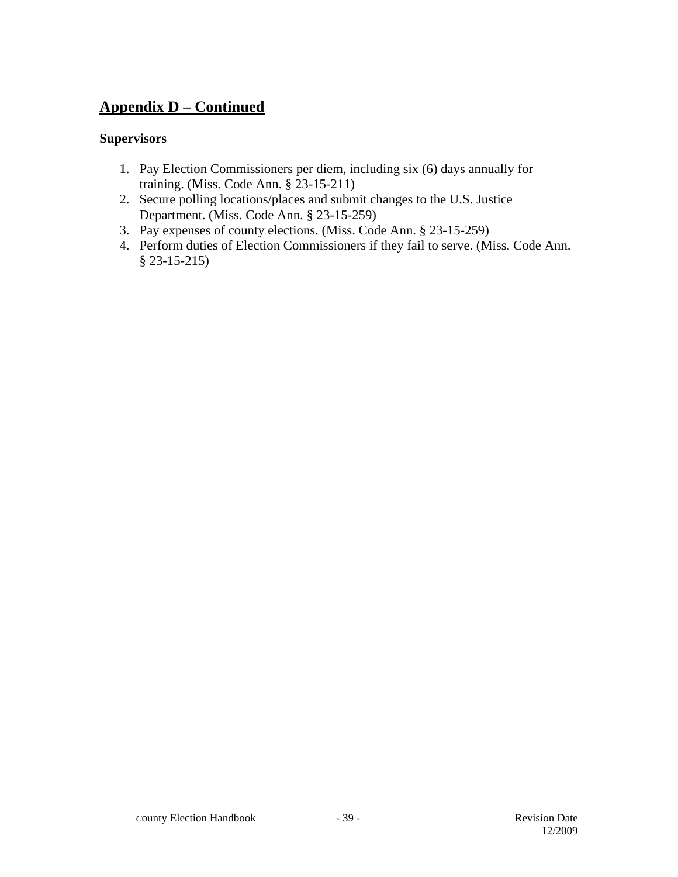## Appendix D – Continued

**Supervisors**

1. Pay Election Commissioners per diem, including six (6) days annually for training. (Miss. Code Ann. § 23-15-211)
2. Secure polling locations/places and submit changes to the U.S. Justice Department. (Miss. Code Ann. § 23-15-259)
3. Pay expenses of county elections. (Miss. Code Ann. § 23-15-259)
4. Perform duties of Election Commissioners if they fail to serve. (Miss. Code Ann. § 23-15-215)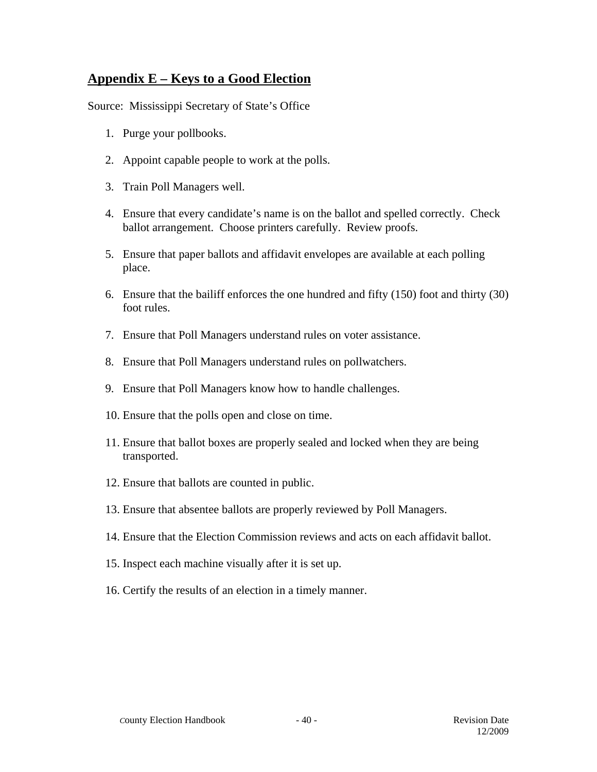## Appendix E – Keys to a Good Election

Source: Mississippi Secretary of State's Office

1. Purge your pollbooks.

2. Appoint capable people to work at the polls.

3. Train Poll Managers well.

4. Ensure that every candidate's name is on the ballot and spelled correctly. Check ballot arrangement. Choose printers carefully. Review proofs.

5. Ensure that paper ballots and affidavit envelopes are available at each polling place.

6. Ensure that the bailiff enforces the one hundred and fifty (150) foot and thirty (30) foot rules.

7. Ensure that Poll Managers understand rules on voter assistance.

8. Ensure that Poll Managers understand rules on pollwatchers.

9. Ensure that Poll Managers know how to handle challenges.

10. Ensure that the polls open and close on time.

11. Ensure that ballot boxes are properly sealed and locked when they are being transported.

12. Ensure that ballots are counted in public.

13. Ensure that absentee ballots are properly reviewed by Poll Managers.

14. Ensure that the Election Commission reviews and acts on each affidavit ballot.

15. Inspect each machine visually after it is set up.

16. Certify the results of an election in a timely manner.